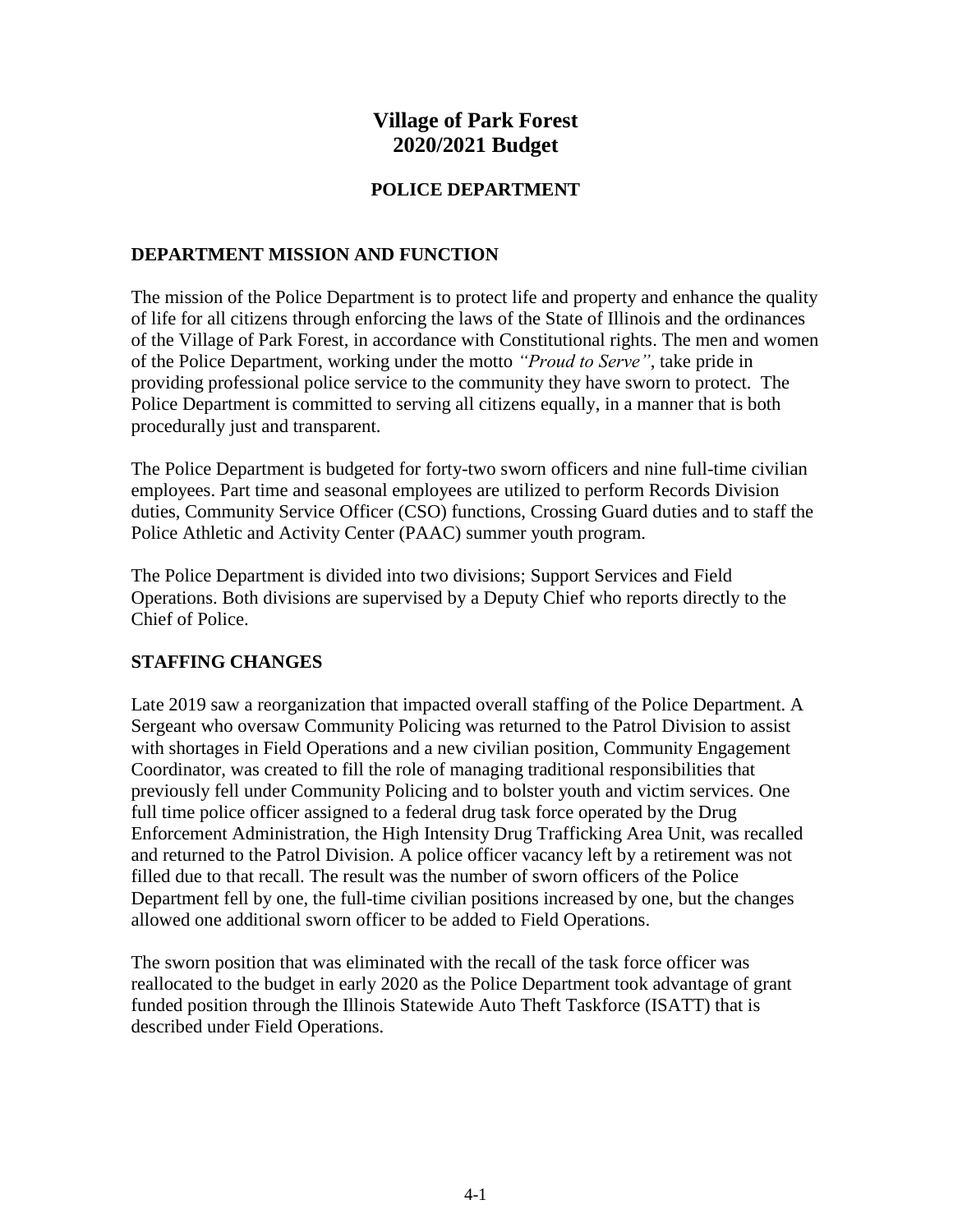# Village of Park Forest
# 2020/2021 Budget

## POLICE DEPARTMENT

### DEPARTMENT MISSION AND FUNCTION

The mission of the Police Department is to protect life and property and enhance the quality of life for all citizens through enforcing the laws of the State of Illinois and the ordinances of the Village of Park Forest, in accordance with Constitutional rights. The men and women of the Police Department, working under the motto *"Proud to Serve"*, take pride in providing professional police service to the community they have sworn to protect. The Police Department is committed to serving all citizens equally, in a manner that is both procedurally just and transparent.

The Police Department is budgeted for forty-two sworn officers and nine full-time civilian employees. Part time and seasonal employees are utilized to perform Records Division duties, Community Service Officer (CSO) functions, Crossing Guard duties and to staff the Police Athletic and Activity Center (PAAC) summer youth program.

The Police Department is divided into two divisions; Support Services and Field Operations. Both divisions are supervised by a Deputy Chief who reports directly to the Chief of Police.

### STAFFING CHANGES

Late 2019 saw a reorganization that impacted overall staffing of the Police Department. A Sergeant who oversaw Community Policing was returned to the Patrol Division to assist with shortages in Field Operations and a new civilian position, Community Engagement Coordinator, was created to fill the role of managing traditional responsibilities that previously fell under Community Policing and to bolster youth and victim services. One full time police officer assigned to a federal drug task force operated by the Drug Enforcement Administration, the High Intensity Drug Trafficking Area Unit, was recalled and returned to the Patrol Division. A police officer vacancy left by a retirement was not filled due to that recall. The result was the number of sworn officers of the Police Department fell by one, the full-time civilian positions increased by one, but the changes allowed one additional sworn officer to be added to Field Operations.

The sworn position that was eliminated with the recall of the task force officer was reallocated to the budget in early 2020 as the Police Department took advantage of grant funded position through the Illinois Statewide Auto Theft Taskforce (ISATT) that is described under Field Operations.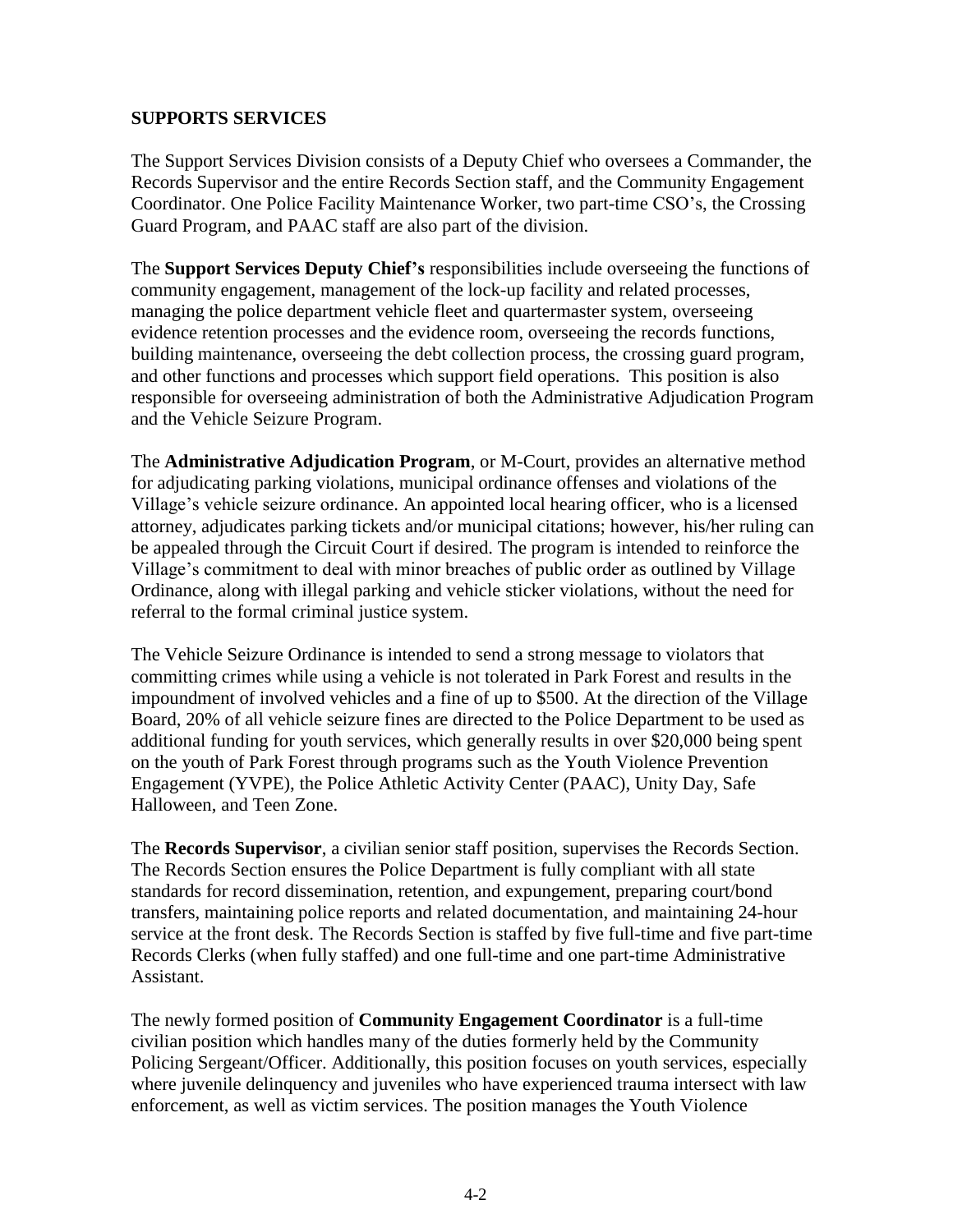## SUPPORTS SERVICES

The Support Services Division consists of a Deputy Chief who oversees a Commander, the Records Supervisor and the entire Records Section staff, and the Community Engagement Coordinator. One Police Facility Maintenance Worker, two part-time CSO's, the Crossing Guard Program, and PAAC staff are also part of the division.

The **Support Services Deputy Chief's** responsibilities include overseeing the functions of community engagement, management of the lock-up facility and related processes, managing the police department vehicle fleet and quartermaster system, overseeing evidence retention processes and the evidence room, overseeing the records functions, building maintenance, overseeing the debt collection process, the crossing guard program, and other functions and processes which support field operations. This position is also responsible for overseeing administration of both the Administrative Adjudication Program and the Vehicle Seizure Program.

The **Administrative Adjudication Program**, or M-Court, provides an alternative method for adjudicating parking violations, municipal ordinance offenses and violations of the Village's vehicle seizure ordinance. An appointed local hearing officer, who is a licensed attorney, adjudicates parking tickets and/or municipal citations; however, his/her ruling can be appealed through the Circuit Court if desired. The program is intended to reinforce the Village's commitment to deal with minor breaches of public order as outlined by Village Ordinance, along with illegal parking and vehicle sticker violations, without the need for referral to the formal criminal justice system.

The Vehicle Seizure Ordinance is intended to send a strong message to violators that committing crimes while using a vehicle is not tolerated in Park Forest and results in the impoundment of involved vehicles and a fine of up to $500. At the direction of the Village Board, 20% of all vehicle seizure fines are directed to the Police Department to be used as additional funding for youth services, which generally results in over $20,000 being spent on the youth of Park Forest through programs such as the Youth Violence Prevention Engagement (YVPE), the Police Athletic Activity Center (PAAC), Unity Day, Safe Halloween, and Teen Zone.

The **Records Supervisor**, a civilian senior staff position, supervises the Records Section. The Records Section ensures the Police Department is fully compliant with all state standards for record dissemination, retention, and expungement, preparing court/bond transfers, maintaining police reports and related documentation, and maintaining 24-hour service at the front desk. The Records Section is staffed by five full-time and five part-time Records Clerks (when fully staffed) and one full-time and one part-time Administrative Assistant.

The newly formed position of **Community Engagement Coordinator** is a full-time civilian position which handles many of the duties formerly held by the Community Policing Sergeant/Officer. Additionally, this position focuses on youth services, especially where juvenile delinquency and juveniles who have experienced trauma intersect with law enforcement, as well as victim services. The position manages the Youth Violence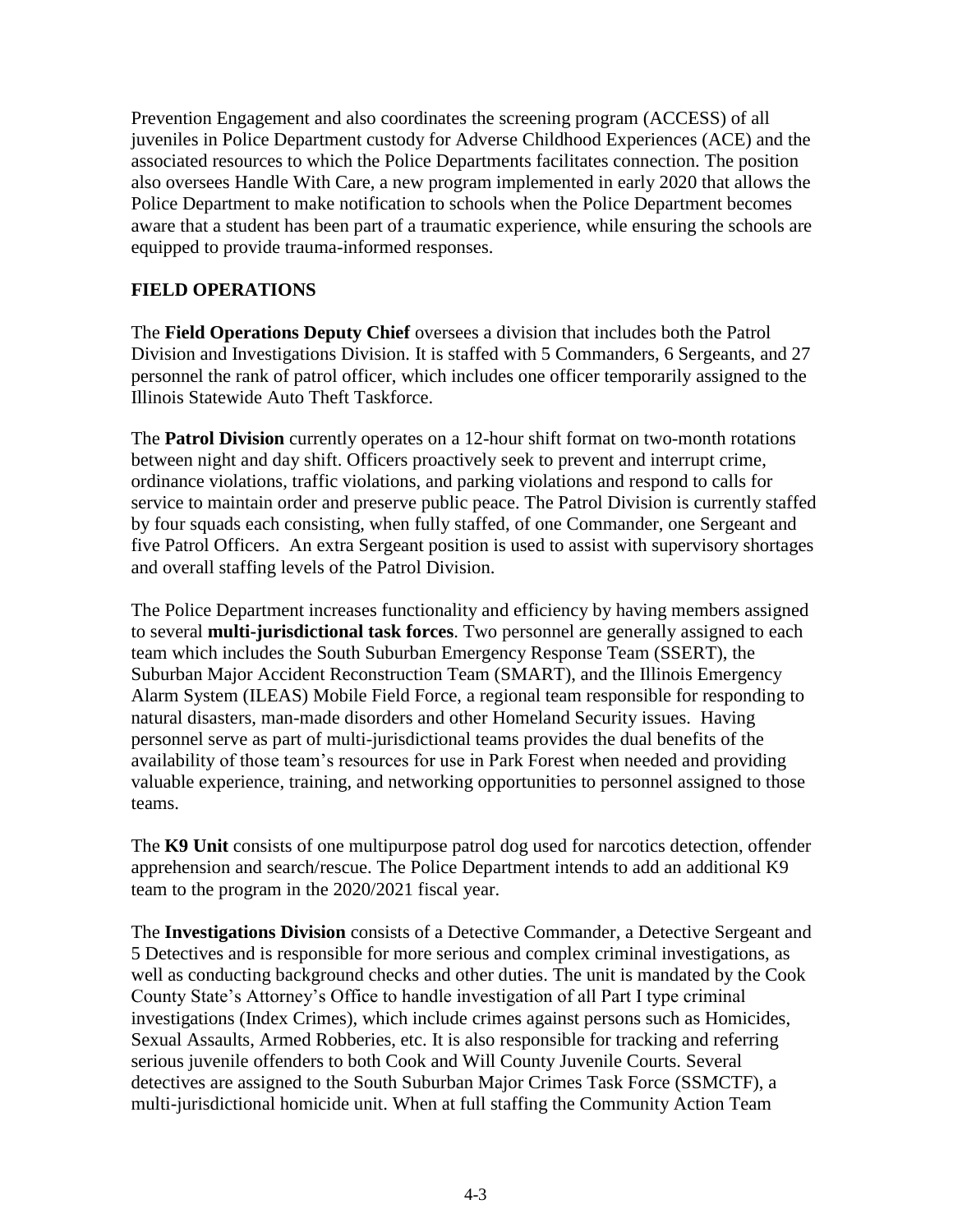Prevention Engagement and also coordinates the screening program (ACCESS) of all juveniles in Police Department custody for Adverse Childhood Experiences (ACE) and the associated resources to which the Police Departments facilitates connection. The position also oversees Handle With Care, a new program implemented in early 2020 that allows the Police Department to make notification to schools when the Police Department becomes aware that a student has been part of a traumatic experience, while ensuring the schools are equipped to provide trauma-informed responses.

## FIELD OPERATIONS

The **Field Operations Deputy Chief** oversees a division that includes both the Patrol Division and Investigations Division. It is staffed with 5 Commanders, 6 Sergeants, and 27 personnel the rank of patrol officer, which includes one officer temporarily assigned to the Illinois Statewide Auto Theft Taskforce.

The **Patrol Division** currently operates on a 12-hour shift format on two-month rotations between night and day shift. Officers proactively seek to prevent and interrupt crime, ordinance violations, traffic violations, and parking violations and respond to calls for service to maintain order and preserve public peace. The Patrol Division is currently staffed by four squads each consisting, when fully staffed, of one Commander, one Sergeant and five Patrol Officers. An extra Sergeant position is used to assist with supervisory shortages and overall staffing levels of the Patrol Division.

The Police Department increases functionality and efficiency by having members assigned to several **multi-jurisdictional task forces**. Two personnel are generally assigned to each team which includes the South Suburban Emergency Response Team (SSERT), the Suburban Major Accident Reconstruction Team (SMART), and the Illinois Emergency Alarm System (ILEAS) Mobile Field Force, a regional team responsible for responding to natural disasters, man-made disorders and other Homeland Security issues. Having personnel serve as part of multi-jurisdictional teams provides the dual benefits of the availability of those team's resources for use in Park Forest when needed and providing valuable experience, training, and networking opportunities to personnel assigned to those teams.

The **K9 Unit** consists of one multipurpose patrol dog used for narcotics detection, offender apprehension and search/rescue. The Police Department intends to add an additional K9 team to the program in the 2020/2021 fiscal year.

The **Investigations Division** consists of a Detective Commander, a Detective Sergeant and 5 Detectives and is responsible for more serious and complex criminal investigations, as well as conducting background checks and other duties. The unit is mandated by the Cook County State's Attorney's Office to handle investigation of all Part I type criminal investigations (Index Crimes), which include crimes against persons such as Homicides, Sexual Assaults, Armed Robberies, etc. It is also responsible for tracking and referring serious juvenile offenders to both Cook and Will County Juvenile Courts. Several detectives are assigned to the South Suburban Major Crimes Task Force (SSMCTF), a multi-jurisdictional homicide unit. When at full staffing the Community Action Team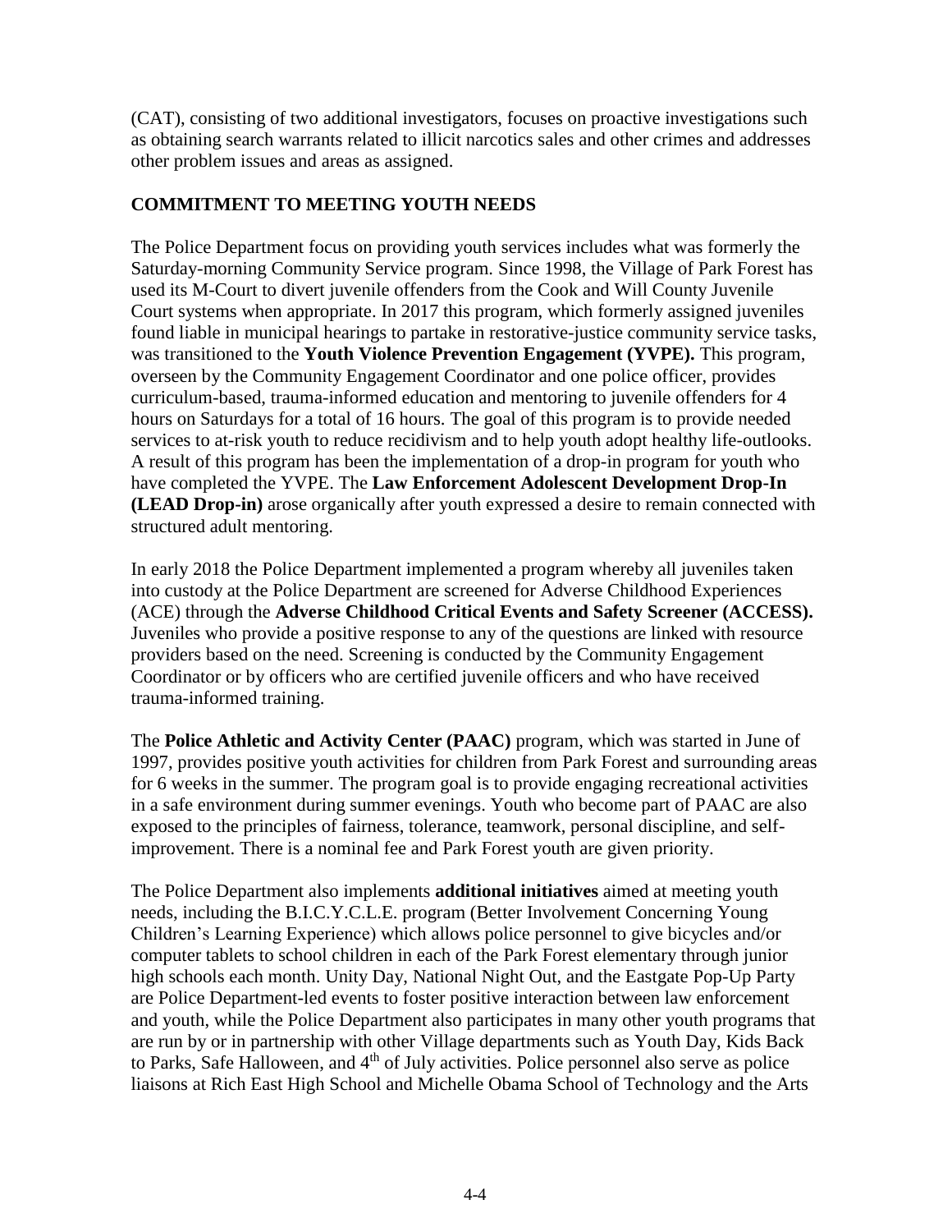(CAT), consisting of two additional investigators, focuses on proactive investigations such as obtaining search warrants related to illicit narcotics sales and other crimes and addresses other problem issues and areas as assigned.

## COMMITMENT TO MEETING YOUTH NEEDS

The Police Department focus on providing youth services includes what was formerly the Saturday-morning Community Service program. Since 1998, the Village of Park Forest has used its M-Court to divert juvenile offenders from the Cook and Will County Juvenile Court systems when appropriate. In 2017 this program, which formerly assigned juveniles found liable in municipal hearings to partake in restorative-justice community service tasks, was transitioned to the **Youth Violence Prevention Engagement (YVPE).** This program, overseen by the Community Engagement Coordinator and one police officer, provides curriculum-based, trauma-informed education and mentoring to juvenile offenders for 4 hours on Saturdays for a total of 16 hours. The goal of this program is to provide needed services to at-risk youth to reduce recidivism and to help youth adopt healthy life-outlooks. A result of this program has been the implementation of a drop-in program for youth who have completed the YVPE. The **Law Enforcement Adolescent Development Drop-In (LEAD Drop-in)** arose organically after youth expressed a desire to remain connected with structured adult mentoring.

In early 2018 the Police Department implemented a program whereby all juveniles taken into custody at the Police Department are screened for Adverse Childhood Experiences (ACE) through the **Adverse Childhood Critical Events and Safety Screener (ACCESS).** Juveniles who provide a positive response to any of the questions are linked with resource providers based on the need. Screening is conducted by the Community Engagement Coordinator or by officers who are certified juvenile officers and who have received trauma-informed training.

The **Police Athletic and Activity Center (PAAC)** program, which was started in June of 1997, provides positive youth activities for children from Park Forest and surrounding areas for 6 weeks in the summer. The program goal is to provide engaging recreational activities in a safe environment during summer evenings. Youth who become part of PAAC are also exposed to the principles of fairness, tolerance, teamwork, personal discipline, and self-improvement. There is a nominal fee and Park Forest youth are given priority.

The Police Department also implements **additional initiatives** aimed at meeting youth needs, including the B.I.C.Y.C.L.E. program (Better Involvement Concerning Young Children's Learning Experience) which allows police personnel to give bicycles and/or computer tablets to school children in each of the Park Forest elementary through junior high schools each month. Unity Day, National Night Out, and the Eastgate Pop-Up Party are Police Department-led events to foster positive interaction between law enforcement and youth, while the Police Department also participates in many other youth programs that are run by or in partnership with other Village departments such as Youth Day, Kids Back to Parks, Safe Halloween, and 4th of July activities. Police personnel also serve as police liaisons at Rich East High School and Michelle Obama School of Technology and the Arts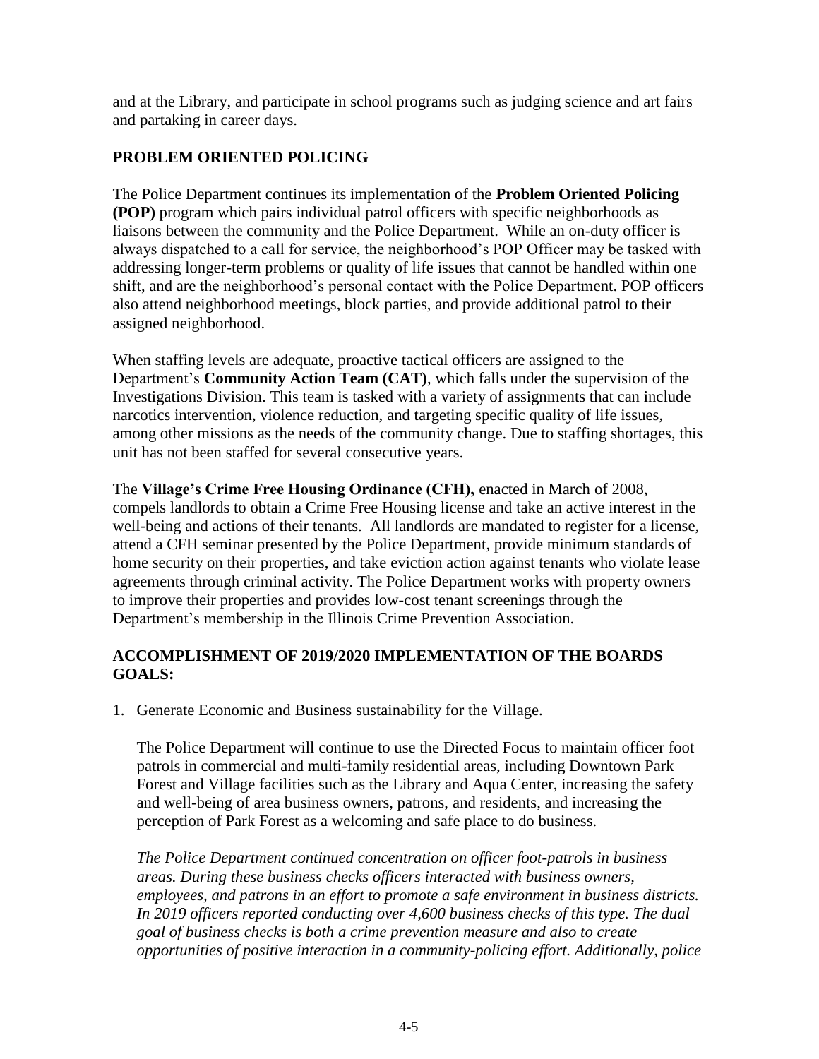and at the Library, and participate in school programs such as judging science and art fairs and partaking in career days.

## PROBLEM ORIENTED POLICING

The Police Department continues its implementation of the **Problem Oriented Policing (POP)** program which pairs individual patrol officers with specific neighborhoods as liaisons between the community and the Police Department. While an on-duty officer is always dispatched to a call for service, the neighborhood's POP Officer may be tasked with addressing longer-term problems or quality of life issues that cannot be handled within one shift, and are the neighborhood's personal contact with the Police Department. POP officers also attend neighborhood meetings, block parties, and provide additional patrol to their assigned neighborhood.

When staffing levels are adequate, proactive tactical officers are assigned to the Department's **Community Action Team (CAT)**, which falls under the supervision of the Investigations Division. This team is tasked with a variety of assignments that can include narcotics intervention, violence reduction, and targeting specific quality of life issues, among other missions as the needs of the community change. Due to staffing shortages, this unit has not been staffed for several consecutive years.

The **Village's Crime Free Housing Ordinance (CFH),** enacted in March of 2008, compels landlords to obtain a Crime Free Housing license and take an active interest in the well-being and actions of their tenants. All landlords are mandated to register for a license, attend a CFH seminar presented by the Police Department, provide minimum standards of home security on their properties, and take eviction action against tenants who violate lease agreements through criminal activity. The Police Department works with property owners to improve their properties and provides low-cost tenant screenings through the Department's membership in the Illinois Crime Prevention Association.

## ACCOMPLISHMENT OF 2019/2020 IMPLEMENTATION OF THE BOARDS GOALS:

1. Generate Economic and Business sustainability for the Village.

   The Police Department will continue to use the Directed Focus to maintain officer foot patrols in commercial and multi-family residential areas, including Downtown Park Forest and Village facilities such as the Library and Aqua Center, increasing the safety and well-being of area business owners, patrons, and residents, and increasing the perception of Park Forest as a welcoming and safe place to do business.

   *The Police Department continued concentration on officer foot-patrols in business areas. During these business checks officers interacted with business owners, employees, and patrons in an effort to promote a safe environment in business districts. In 2019 officers reported conducting over 4,600 business checks of this type. The dual goal of business checks is both a crime prevention measure and also to create opportunities of positive interaction in a community-policing effort. Additionally, police*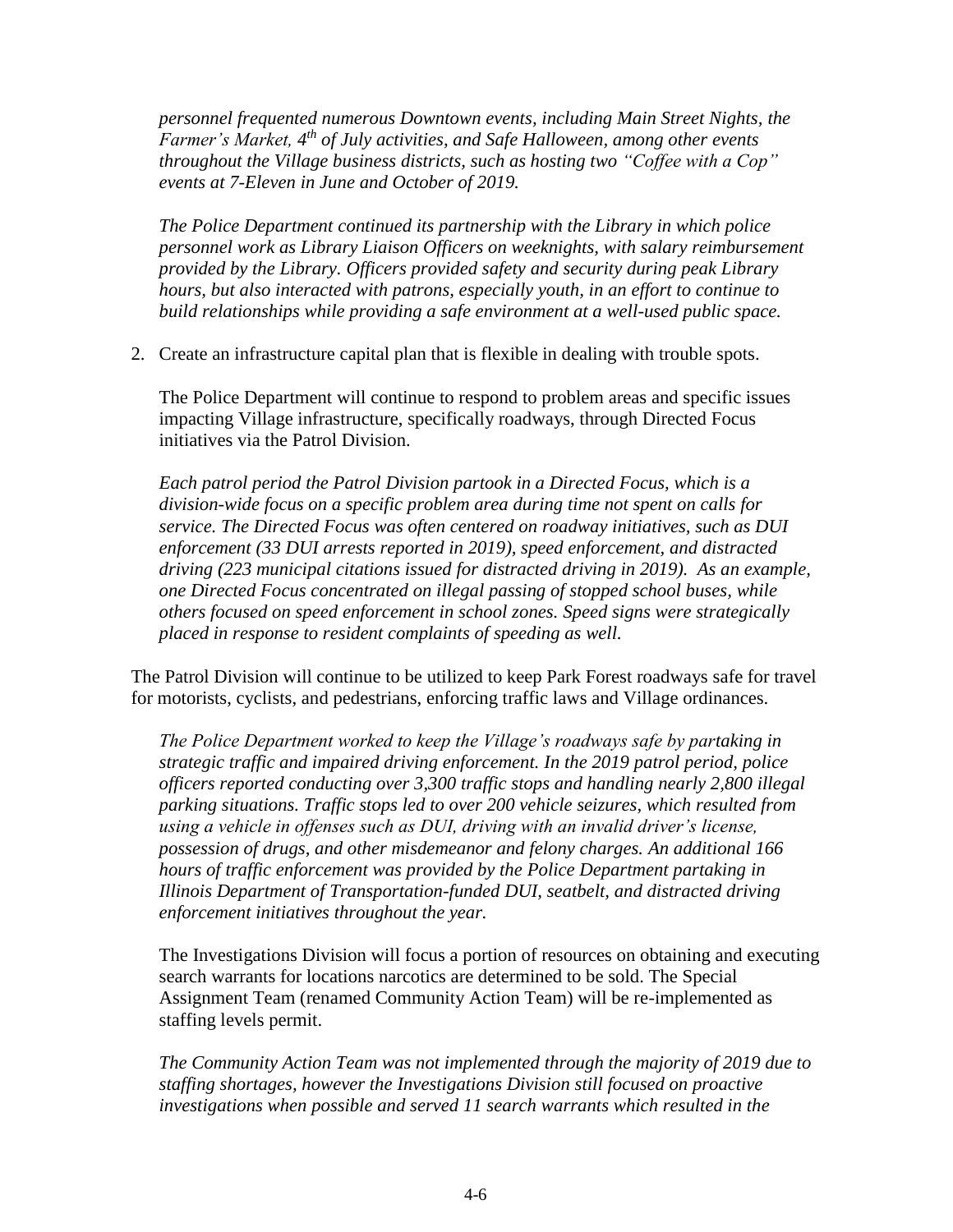*personnel frequented numerous Downtown events, including Main Street Nights, the Farmer's Market, 4th of July activities, and Safe Halloween, among other events throughout the Village business districts, such as hosting two "Coffee with a Cop" events at 7-Eleven in June and October of 2019.*

*The Police Department continued its partnership with the Library in which police personnel work as Library Liaison Officers on weeknights, with salary reimbursement provided by the Library. Officers provided safety and security during peak Library hours, but also interacted with patrons, especially youth, in an effort to continue to build relationships while providing a safe environment at a well-used public space.*

2. Create an infrastructure capital plan that is flexible in dealing with trouble spots.

   The Police Department will continue to respond to problem areas and specific issues impacting Village infrastructure, specifically roadways, through Directed Focus initiatives via the Patrol Division.

   *Each patrol period the Patrol Division partook in a Directed Focus, which is a division-wide focus on a specific problem area during time not spent on calls for service. The Directed Focus was often centered on roadway initiatives, such as DUI enforcement (33 DUI arrests reported in 2019), speed enforcement, and distracted driving (223 municipal citations issued for distracted driving in 2019). As an example, one Directed Focus concentrated on illegal passing of stopped school buses, while others focused on speed enforcement in school zones. Speed signs were strategically placed in response to resident complaints of speeding as well.*

The Patrol Division will continue to be utilized to keep Park Forest roadways safe for travel for motorists, cyclists, and pedestrians, enforcing traffic laws and Village ordinances.

*The Police Department worked to keep the Village's roadways safe by partaking in strategic traffic and impaired driving enforcement. In the 2019 patrol period, police officers reported conducting over 3,300 traffic stops and handling nearly 2,800 illegal parking situations. Traffic stops led to over 200 vehicle seizures, which resulted from using a vehicle in offenses such as DUI, driving with an invalid driver's license, possession of drugs, and other misdemeanor and felony charges. An additional 166 hours of traffic enforcement was provided by the Police Department partaking in Illinois Department of Transportation-funded DUI, seatbelt, and distracted driving enforcement initiatives throughout the year.*

The Investigations Division will focus a portion of resources on obtaining and executing search warrants for locations narcotics are determined to be sold. The Special Assignment Team (renamed Community Action Team) will be re-implemented as staffing levels permit.

*The Community Action Team was not implemented through the majority of 2019 due to staffing shortages, however the Investigations Division still focused on proactive investigations when possible and served 11 search warrants which resulted in the*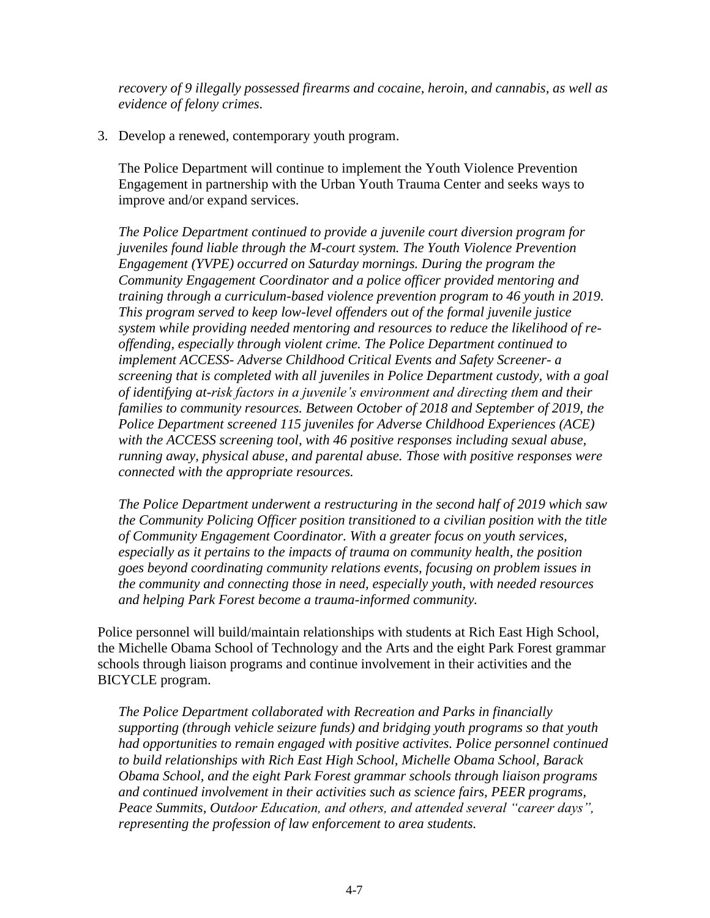*recovery of 9 illegally possessed firearms and cocaine, heroin, and cannabis, as well as evidence of felony crimes.*

3. Develop a renewed, contemporary youth program.

   The Police Department will continue to implement the Youth Violence Prevention Engagement in partnership with the Urban Youth Trauma Center and seeks ways to improve and/or expand services.

   *The Police Department continued to provide a juvenile court diversion program for juveniles found liable through the M-court system. The Youth Violence Prevention Engagement (YVPE) occurred on Saturday mornings. During the program the Community Engagement Coordinator and a police officer provided mentoring and training through a curriculum-based violence prevention program to 46 youth in 2019. This program served to keep low-level offenders out of the formal juvenile justice system while providing needed mentoring and resources to reduce the likelihood of re-offending, especially through violent crime. The Police Department continued to implement ACCESS- Adverse Childhood Critical Events and Safety Screener- a screening that is completed with all juveniles in Police Department custody, with a goal of identifying at-risk factors in a juvenile's environment and directing them and their families to community resources. Between October of 2018 and September of 2019, the Police Department screened 115 juveniles for Adverse Childhood Experiences (ACE) with the ACCESS screening tool, with 46 positive responses including sexual abuse, running away, physical abuse, and parental abuse. Those with positive responses were connected with the appropriate resources.*

   *The Police Department underwent a restructuring in the second half of 2019 which saw the Community Policing Officer position transitioned to a civilian position with the title of Community Engagement Coordinator. With a greater focus on youth services, especially as it pertains to the impacts of trauma on community health, the position goes beyond coordinating community relations events, focusing on problem issues in the community and connecting those in need, especially youth, with needed resources and helping Park Forest become a trauma-informed community.*

Police personnel will build/maintain relationships with students at Rich East High School, the Michelle Obama School of Technology and the Arts and the eight Park Forest grammar schools through liaison programs and continue involvement in their activities and the BICYCLE program.

   *The Police Department collaborated with Recreation and Parks in financially supporting (through vehicle seizure funds) and bridging youth programs so that youth had opportunities to remain engaged with positive activites. Police personnel continued to build relationships with Rich East High School, Michelle Obama School, Barack Obama School, and the eight Park Forest grammar schools through liaison programs and continued involvement in their activities such as science fairs, PEER programs, Peace Summits, Outdoor Education, and others, and attended several "career days", representing the profession of law enforcement to area students.*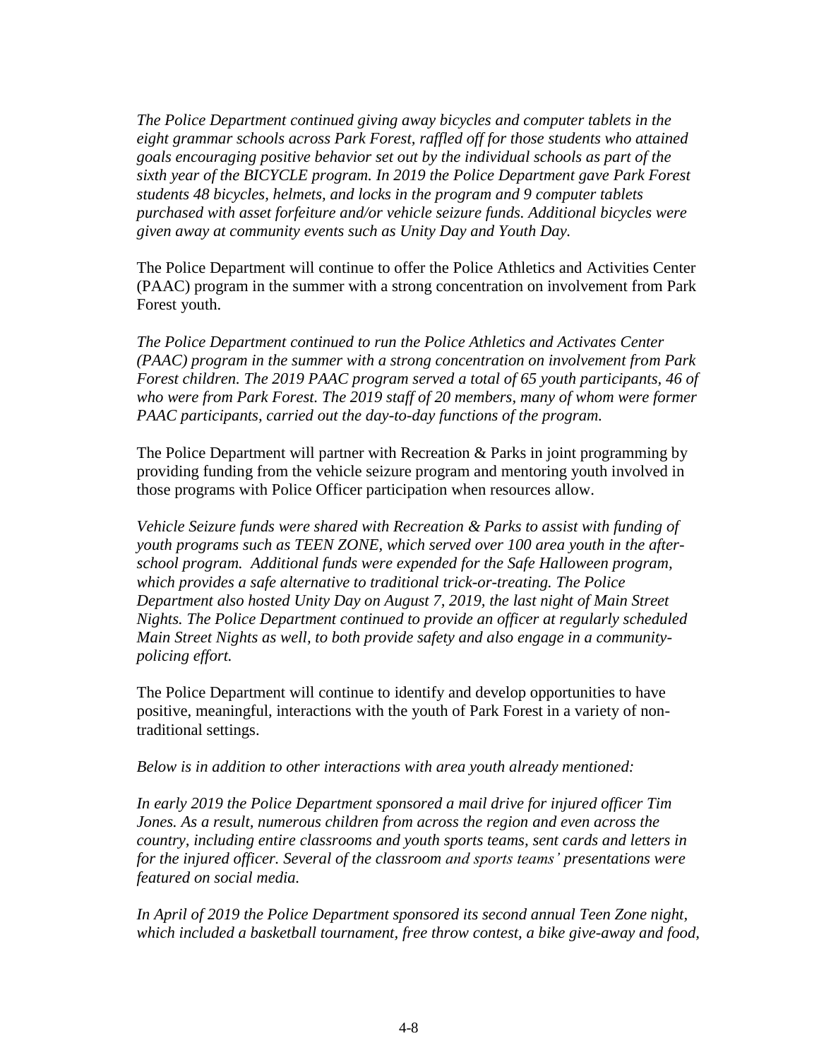*The Police Department continued giving away bicycles and computer tablets in the eight grammar schools across Park Forest, raffled off for those students who attained goals encouraging positive behavior set out by the individual schools as part of the sixth year of the BICYCLE program. In 2019 the Police Department gave Park Forest students 48 bicycles, helmets, and locks in the program and 9 computer tablets purchased with asset forfeiture and/or vehicle seizure funds. Additional bicycles were given away at community events such as Unity Day and Youth Day.*

The Police Department will continue to offer the Police Athletics and Activities Center (PAAC) program in the summer with a strong concentration on involvement from Park Forest youth.

*The Police Department continued to run the Police Athletics and Activates Center (PAAC) program in the summer with a strong concentration on involvement from Park Forest children. The 2019 PAAC program served a total of 65 youth participants, 46 of who were from Park Forest. The 2019 staff of 20 members, many of whom were former PAAC participants, carried out the day-to-day functions of the program.*

The Police Department will partner with Recreation & Parks in joint programming by providing funding from the vehicle seizure program and mentoring youth involved in those programs with Police Officer participation when resources allow.

*Vehicle Seizure funds were shared with Recreation & Parks to assist with funding of youth programs such as TEEN ZONE, which served over 100 area youth in the after-school program. Additional funds were expended for the Safe Halloween program, which provides a safe alternative to traditional trick-or-treating. The Police Department also hosted Unity Day on August 7, 2019, the last night of Main Street Nights. The Police Department continued to provide an officer at regularly scheduled Main Street Nights as well, to both provide safety and also engage in a community-policing effort.*

The Police Department will continue to identify and develop opportunities to have positive, meaningful, interactions with the youth of Park Forest in a variety of non-traditional settings.

*Below is in addition to other interactions with area youth already mentioned:*

*In early 2019 the Police Department sponsored a mail drive for injured officer Tim Jones. As a result, numerous children from across the region and even across the country, including entire classrooms and youth sports teams, sent cards and letters in for the injured officer. Several of the classroom and sports teams' presentations were featured on social media.*

*In April of 2019 the Police Department sponsored its second annual Teen Zone night, which included a basketball tournament, free throw contest, a bike give-away and food,*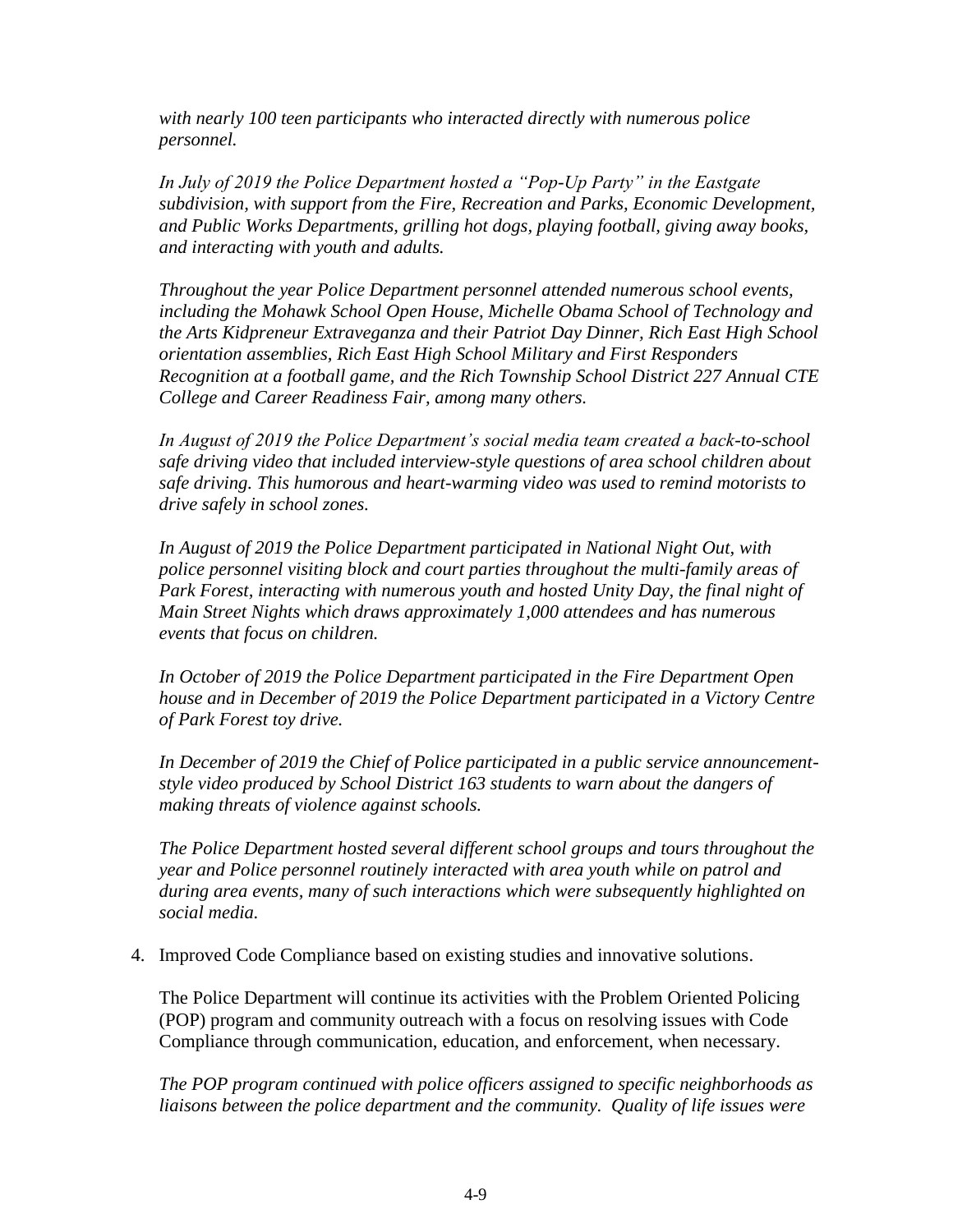*with nearly 100 teen participants who interacted directly with numerous police personnel.*

*In July of 2019 the Police Department hosted a "Pop-Up Party" in the Eastgate subdivision, with support from the Fire, Recreation and Parks, Economic Development, and Public Works Departments, grilling hot dogs, playing football, giving away books, and interacting with youth and adults.*

*Throughout the year Police Department personnel attended numerous school events, including the Mohawk School Open House, Michelle Obama School of Technology and the Arts Kidpreneur Extraveganza and their Patriot Day Dinner, Rich East High School orientation assemblies, Rich East High School Military and First Responders Recognition at a football game, and the Rich Township School District 227 Annual CTE College and Career Readiness Fair, among many others.*

*In August of 2019 the Police Department's social media team created a back-to-school safe driving video that included interview-style questions of area school children about safe driving. This humorous and heart-warming video was used to remind motorists to drive safely in school zones.*

*In August of 2019 the Police Department participated in National Night Out, with police personnel visiting block and court parties throughout the multi-family areas of Park Forest, interacting with numerous youth and hosted Unity Day, the final night of Main Street Nights which draws approximately 1,000 attendees and has numerous events that focus on children.*

*In October of 2019 the Police Department participated in the Fire Department Open house and in December of 2019 the Police Department participated in a Victory Centre of Park Forest toy drive.*

*In December of 2019 the Chief of Police participated in a public service announcement-style video produced by School District 163 students to warn about the dangers of making threats of violence against schools.*

*The Police Department hosted several different school groups and tours throughout the year and Police personnel routinely interacted with area youth while on patrol and during area events, many of such interactions which were subsequently highlighted on social media.*

4. Improved Code Compliance based on existing studies and innovative solutions.

   The Police Department will continue its activities with the Problem Oriented Policing (POP) program and community outreach with a focus on resolving issues with Code Compliance through communication, education, and enforcement, when necessary.

   *The POP program continued with police officers assigned to specific neighborhoods as liaisons between the police department and the community. Quality of life issues were*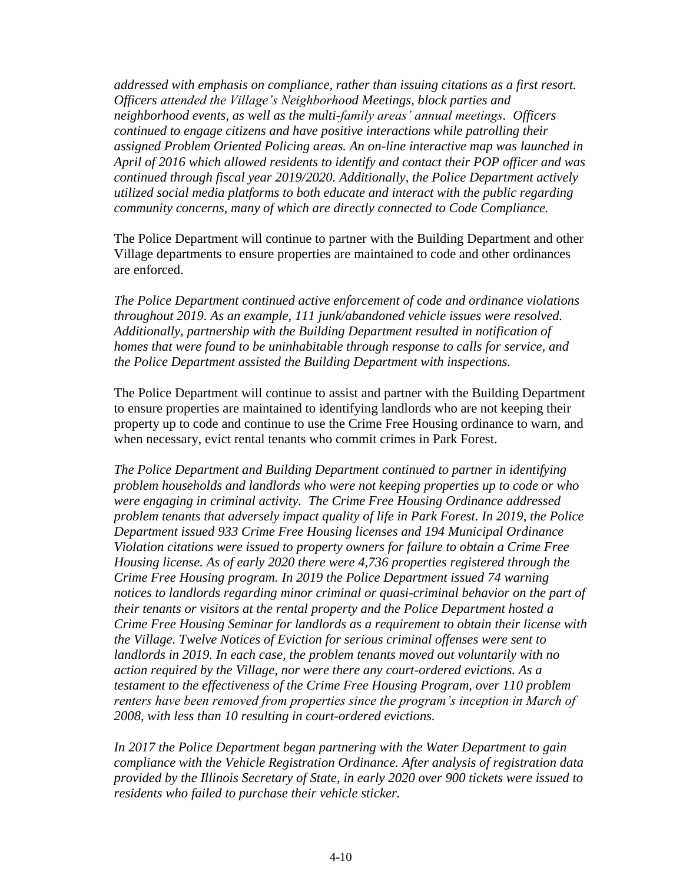*addressed with emphasis on compliance, rather than issuing citations as a first resort. Officers attended the Village's Neighborhood Meetings, block parties and neighborhood events, as well as the multi-family areas' annual meetings. Officers continued to engage citizens and have positive interactions while patrolling their assigned Problem Oriented Policing areas. An on-line interactive map was launched in April of 2016 which allowed residents to identify and contact their POP officer and was continued through fiscal year 2019/2020. Additionally, the Police Department actively utilized social media platforms to both educate and interact with the public regarding community concerns, many of which are directly connected to Code Compliance.*

The Police Department will continue to partner with the Building Department and other Village departments to ensure properties are maintained to code and other ordinances are enforced.

*The Police Department continued active enforcement of code and ordinance violations throughout 2019. As an example, 111 junk/abandoned vehicle issues were resolved. Additionally, partnership with the Building Department resulted in notification of homes that were found to be uninhabitable through response to calls for service, and the Police Department assisted the Building Department with inspections.*

The Police Department will continue to assist and partner with the Building Department to ensure properties are maintained to identifying landlords who are not keeping their property up to code and continue to use the Crime Free Housing ordinance to warn, and when necessary, evict rental tenants who commit crimes in Park Forest.

*The Police Department and Building Department continued to partner in identifying problem households and landlords who were not keeping properties up to code or who were engaging in criminal activity. The Crime Free Housing Ordinance addressed problem tenants that adversely impact quality of life in Park Forest. In 2019, the Police Department issued 933 Crime Free Housing licenses and 194 Municipal Ordinance Violation citations were issued to property owners for failure to obtain a Crime Free Housing license. As of early 2020 there were 4,736 properties registered through the Crime Free Housing program. In 2019 the Police Department issued 74 warning notices to landlords regarding minor criminal or quasi-criminal behavior on the part of their tenants or visitors at the rental property and the Police Department hosted a Crime Free Housing Seminar for landlords as a requirement to obtain their license with the Village. Twelve Notices of Eviction for serious criminal offenses were sent to landlords in 2019. In each case, the problem tenants moved out voluntarily with no action required by the Village, nor were there any court-ordered evictions. As a testament to the effectiveness of the Crime Free Housing Program, over 110 problem renters have been removed from properties since the program's inception in March of 2008, with less than 10 resulting in court-ordered evictions.*

*In 2017 the Police Department began partnering with the Water Department to gain compliance with the Vehicle Registration Ordinance. After analysis of registration data provided by the Illinois Secretary of State, in early 2020 over 900 tickets were issued to residents who failed to purchase their vehicle sticker.*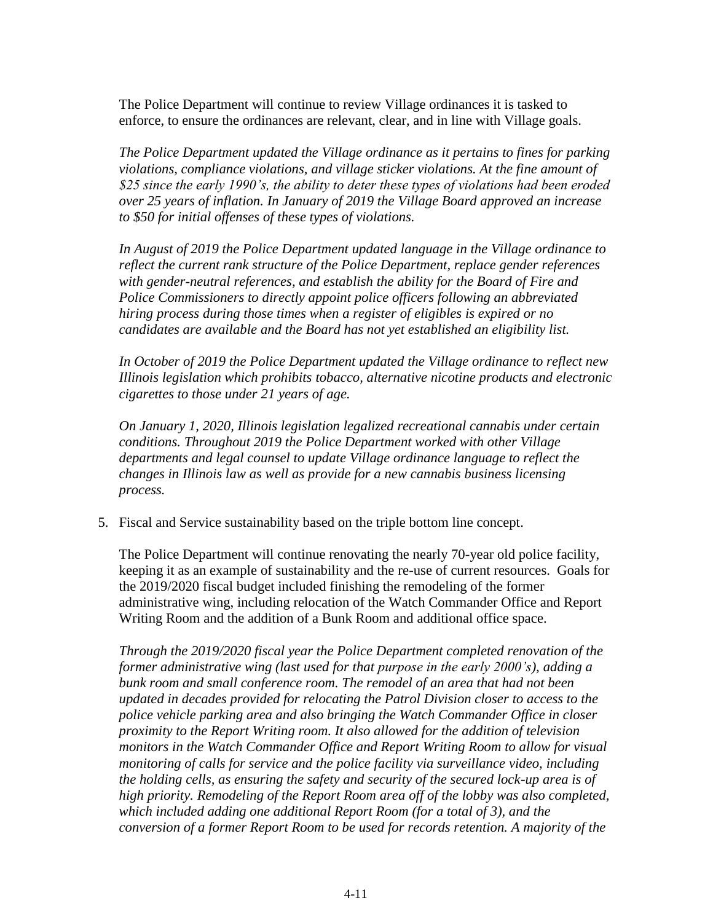The Police Department will continue to review Village ordinances it is tasked to enforce, to ensure the ordinances are relevant, clear, and in line with Village goals.

*The Police Department updated the Village ordinance as it pertains to fines for parking violations, compliance violations, and village sticker violations. At the fine amount of $25 since the early 1990's, the ability to deter these types of violations had been eroded over 25 years of inflation. In January of 2019 the Village Board approved an increase to $50 for initial offenses of these types of violations.*

*In August of 2019 the Police Department updated language in the Village ordinance to reflect the current rank structure of the Police Department, replace gender references with gender-neutral references, and establish the ability for the Board of Fire and Police Commissioners to directly appoint police officers following an abbreviated hiring process during those times when a register of eligibles is expired or no candidates are available and the Board has not yet established an eligibility list.*

*In October of 2019 the Police Department updated the Village ordinance to reflect new Illinois legislation which prohibits tobacco, alternative nicotine products and electronic cigarettes to those under 21 years of age.*

*On January 1, 2020, Illinois legislation legalized recreational cannabis under certain conditions. Throughout 2019 the Police Department worked with other Village departments and legal counsel to update Village ordinance language to reflect the changes in Illinois law as well as provide for a new cannabis business licensing process.*

5. Fiscal and Service sustainability based on the triple bottom line concept.

   The Police Department will continue renovating the nearly 70-year old police facility, keeping it as an example of sustainability and the re-use of current resources. Goals for the 2019/2020 fiscal budget included finishing the remodeling of the former administrative wing, including relocation of the Watch Commander Office and Report Writing Room and the addition of a Bunk Room and additional office space.

   *Through the 2019/2020 fiscal year the Police Department completed renovation of the former administrative wing (last used for that purpose in the early 2000's), adding a bunk room and small conference room. The remodel of an area that had not been updated in decades provided for relocating the Patrol Division closer to access to the police vehicle parking area and also bringing the Watch Commander Office in closer proximity to the Report Writing room. It also allowed for the addition of television monitors in the Watch Commander Office and Report Writing Room to allow for visual monitoring of calls for service and the police facility via surveillance video, including the holding cells, as ensuring the safety and security of the secured lock-up area is of high priority. Remodeling of the Report Room area off of the lobby was also completed, which included adding one additional Report Room (for a total of 3), and the conversion of a former Report Room to be used for records retention. A majority of the*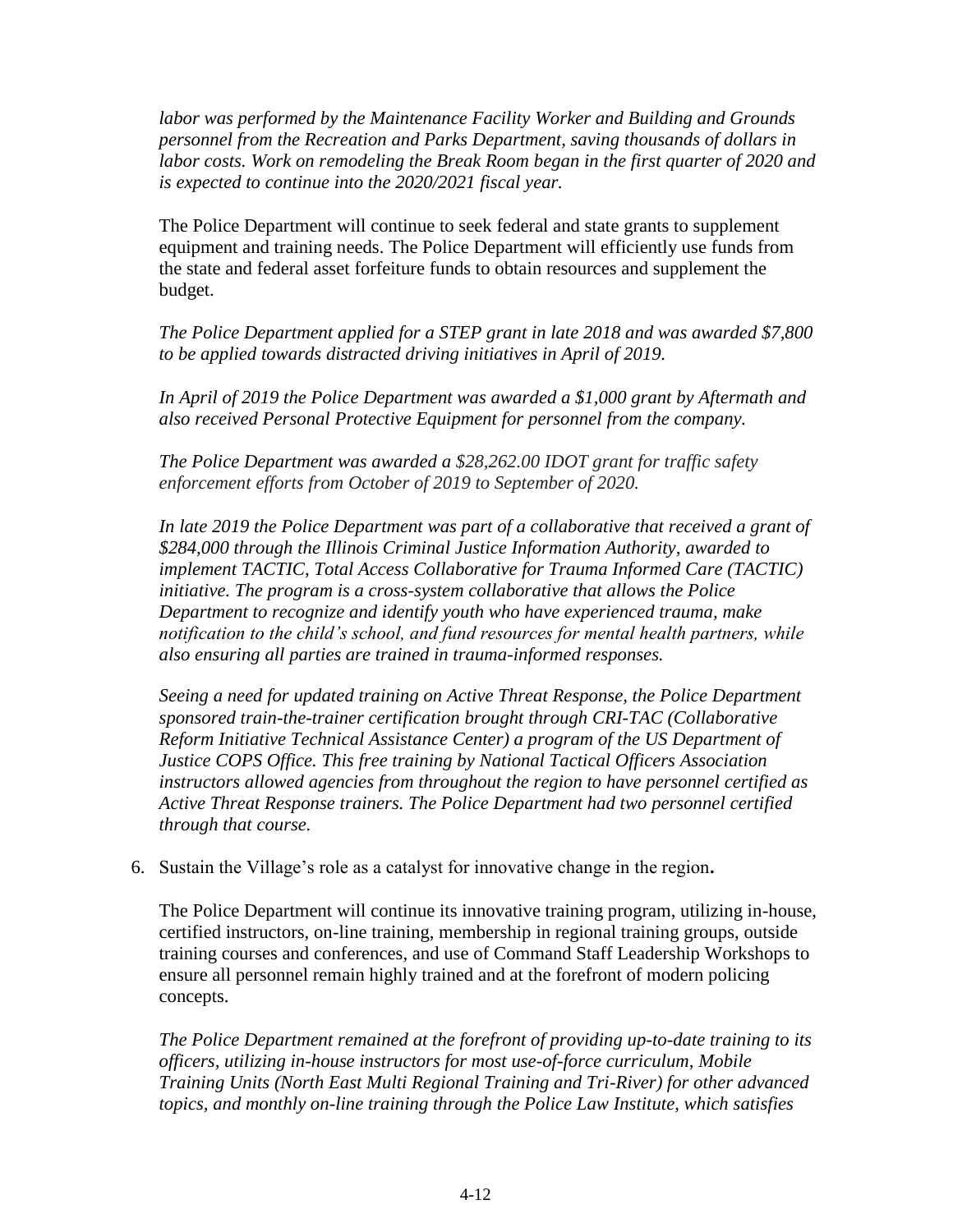*labor was performed by the Maintenance Facility Worker and Building and Grounds personnel from the Recreation and Parks Department, saving thousands of dollars in labor costs. Work on remodeling the Break Room began in the first quarter of 2020 and is expected to continue into the 2020/2021 fiscal year.*

The Police Department will continue to seek federal and state grants to supplement equipment and training needs. The Police Department will efficiently use funds from the state and federal asset forfeiture funds to obtain resources and supplement the budget.

*The Police Department applied for a STEP grant in late 2018 and was awarded $7,800 to be applied towards distracted driving initiatives in April of 2019.*

*In April of 2019 the Police Department was awarded a $1,000 grant by Aftermath and also received Personal Protective Equipment for personnel from the company.*

*The Police Department was awarded a $28,262.00 IDOT grant for traffic safety enforcement efforts from October of 2019 to September of 2020.*

*In late 2019 the Police Department was part of a collaborative that received a grant of $284,000 through the Illinois Criminal Justice Information Authority, awarded to implement TACTIC, Total Access Collaborative for Trauma Informed Care (TACTIC) initiative. The program is a cross-system collaborative that allows the Police Department to recognize and identify youth who have experienced trauma, make notification to the child's school, and fund resources for mental health partners, while also ensuring all parties are trained in trauma-informed responses.*

*Seeing a need for updated training on Active Threat Response, the Police Department sponsored train-the-trainer certification brought through CRI-TAC (Collaborative Reform Initiative Technical Assistance Center) a program of the US Department of Justice COPS Office. This free training by National Tactical Officers Association instructors allowed agencies from throughout the region to have personnel certified as Active Threat Response trainers. The Police Department had two personnel certified through that course.*

6. Sustain the Village's role as a catalyst for innovative change in the region**.**

   The Police Department will continue its innovative training program, utilizing in-house, certified instructors, on-line training, membership in regional training groups, outside training courses and conferences, and use of Command Staff Leadership Workshops to ensure all personnel remain highly trained and at the forefront of modern policing concepts.

   *The Police Department remained at the forefront of providing up-to-date training to its officers, utilizing in-house instructors for most use-of-force curriculum, Mobile Training Units (North East Multi Regional Training and Tri-River) for other advanced topics, and monthly on-line training through the Police Law Institute, which satisfies*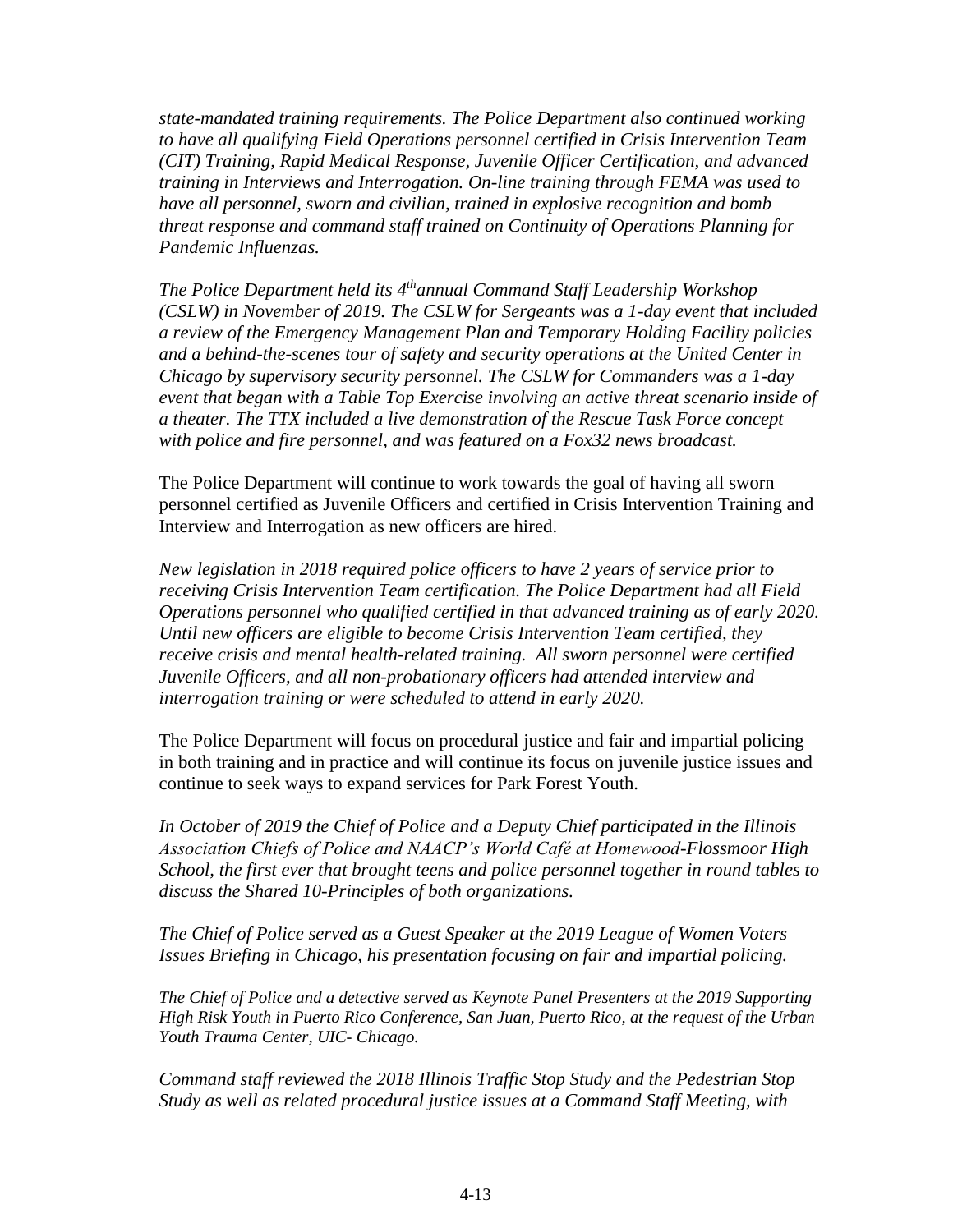*state-mandated training requirements. The Police Department also continued working to have all qualifying Field Operations personnel certified in Crisis Intervention Team (CIT) Training, Rapid Medical Response, Juvenile Officer Certification, and advanced training in Interviews and Interrogation. On-line training through FEMA was used to have all personnel, sworn and civilian, trained in explosive recognition and bomb threat response and command staff trained on Continuity of Operations Planning for Pandemic Influenzas.*

*The Police Department held its 4th annual Command Staff Leadership Workshop (CSLW) in November of 2019. The CSLW for Sergeants was a 1-day event that included a review of the Emergency Management Plan and Temporary Holding Facility policies and a behind-the-scenes tour of safety and security operations at the United Center in Chicago by supervisory security personnel. The CSLW for Commanders was a 1-day event that began with a Table Top Exercise involving an active threat scenario inside of a theater. The TTX included a live demonstration of the Rescue Task Force concept with police and fire personnel, and was featured on a Fox32 news broadcast.*

The Police Department will continue to work towards the goal of having all sworn personnel certified as Juvenile Officers and certified in Crisis Intervention Training and Interview and Interrogation as new officers are hired.

*New legislation in 2018 required police officers to have 2 years of service prior to receiving Crisis Intervention Team certification. The Police Department had all Field Operations personnel who qualified certified in that advanced training as of early 2020. Until new officers are eligible to become Crisis Intervention Team certified, they receive crisis and mental health-related training. All sworn personnel were certified Juvenile Officers, and all non-probationary officers had attended interview and interrogation training or were scheduled to attend in early 2020.*

The Police Department will focus on procedural justice and fair and impartial policing in both training and in practice and will continue its focus on juvenile justice issues and continue to seek ways to expand services for Park Forest Youth.

*In October of 2019 the Chief of Police and a Deputy Chief participated in the Illinois Association Chiefs of Police and NAACP's World Café at Homewood-Flossmoor High School, the first ever that brought teens and police personnel together in round tables to discuss the Shared 10-Principles of both organizations.*

*The Chief of Police served as a Guest Speaker at the 2019 League of Women Voters Issues Briefing in Chicago, his presentation focusing on fair and impartial policing.*

*The Chief of Police and a detective served as Keynote Panel Presenters at the 2019 Supporting High Risk Youth in Puerto Rico Conference, San Juan, Puerto Rico, at the request of the Urban Youth Trauma Center, UIC- Chicago.*

*Command staff reviewed the 2018 Illinois Traffic Stop Study and the Pedestrian Stop Study as well as related procedural justice issues at a Command Staff Meeting, with*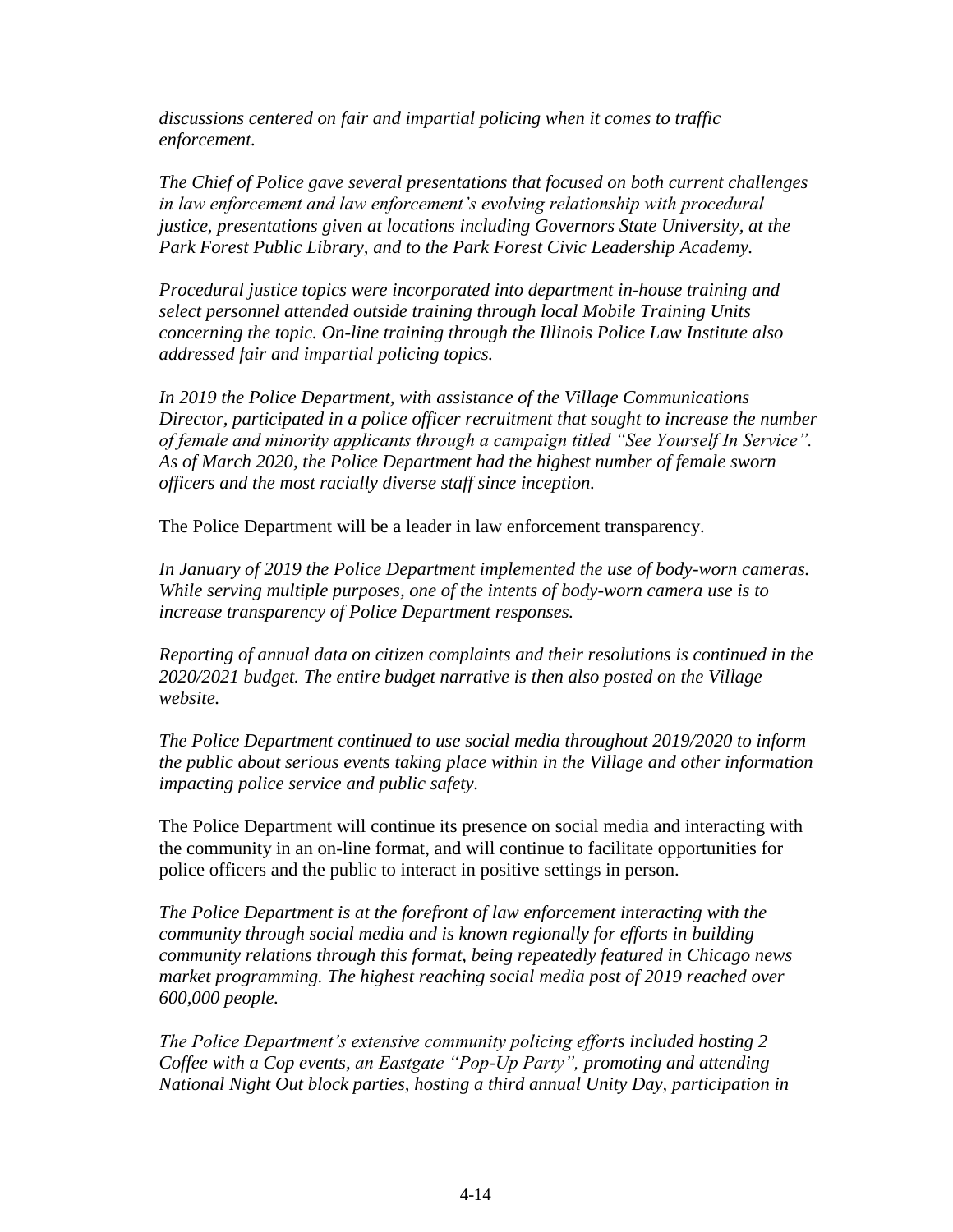*discussions centered on fair and impartial policing when it comes to traffic enforcement.*

*The Chief of Police gave several presentations that focused on both current challenges in law enforcement and law enforcement's evolving relationship with procedural justice, presentations given at locations including Governors State University, at the Park Forest Public Library, and to the Park Forest Civic Leadership Academy.*

*Procedural justice topics were incorporated into department in-house training and select personnel attended outside training through local Mobile Training Units concerning the topic. On-line training through the Illinois Police Law Institute also addressed fair and impartial policing topics.*

*In 2019 the Police Department, with assistance of the Village Communications Director, participated in a police officer recruitment that sought to increase the number of female and minority applicants through a campaign titled "See Yourself In Service". As of March 2020, the Police Department had the highest number of female sworn officers and the most racially diverse staff since inception.*

The Police Department will be a leader in law enforcement transparency.

*In January of 2019 the Police Department implemented the use of body-worn cameras. While serving multiple purposes, one of the intents of body-worn camera use is to increase transparency of Police Department responses.*

*Reporting of annual data on citizen complaints and their resolutions is continued in the 2020/2021 budget. The entire budget narrative is then also posted on the Village website.*

*The Police Department continued to use social media throughout 2019/2020 to inform the public about serious events taking place within in the Village and other information impacting police service and public safety.*

The Police Department will continue its presence on social media and interacting with the community in an on-line format, and will continue to facilitate opportunities for police officers and the public to interact in positive settings in person.

*The Police Department is at the forefront of law enforcement interacting with the community through social media and is known regionally for efforts in building community relations through this format, being repeatedly featured in Chicago news market programming. The highest reaching social media post of 2019 reached over 600,000 people.*

*The Police Department's extensive community policing efforts included hosting 2 Coffee with a Cop events, an Eastgate "Pop-Up Party", promoting and attending National Night Out block parties, hosting a third annual Unity Day, participation in*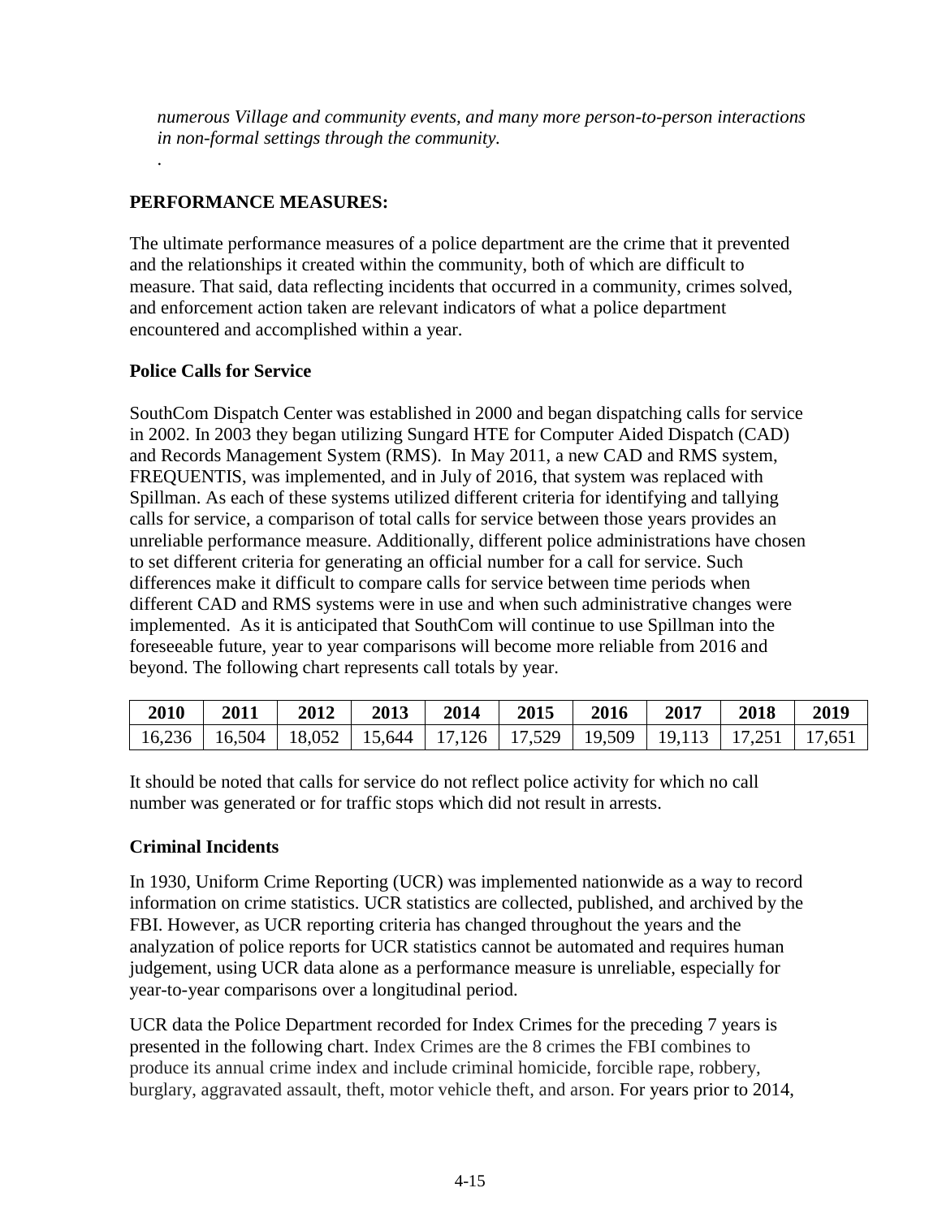*numerous Village and community events, and many more person-to-person interactions in non-formal settings through the community.*

.

**PERFORMANCE MEASURES:**

The ultimate performance measures of a police department are the crime that it prevented and the relationships it created within the community, both of which are difficult to measure. That said, data reflecting incidents that occurred in a community, crimes solved, and enforcement action taken are relevant indicators of what a police department encountered and accomplished within a year.

**Police Calls for Service**

SouthCom Dispatch Center was established in 2000 and began dispatching calls for service in 2002. In 2003 they began utilizing Sungard HTE for Computer Aided Dispatch (CAD) and Records Management System (RMS). In May 2011, a new CAD and RMS system, FREQUENTIS, was implemented, and in July of 2016, that system was replaced with Spillman. As each of these systems utilized different criteria for identifying and tallying calls for service, a comparison of total calls for service between those years provides an unreliable performance measure. Additionally, different police administrations have chosen to set different criteria for generating an official number for a call for service. Such differences make it difficult to compare calls for service between time periods when different CAD and RMS systems were in use and when such administrative changes were implemented. As it is anticipated that SouthCom will continue to use Spillman into the foreseeable future, year to year comparisons will become more reliable from 2016 and beyond. The following chart represents call totals by year.

| 2010 | 2011 | 2012 | 2013 | 2014 | 2015 | 2016 | 2017 | 2018 | 2019 |
|---|---|---|---|---|---|---|---|---|---|
| 16,236 | 16,504 | 18,052 | 15,644 | 17,126 | 17,529 | 19,509 | 19,113 | 17,251 | 17,651 |

It should be noted that calls for service do not reflect police activity for which no call number was generated or for traffic stops which did not result in arrests.

**Criminal Incidents**

In 1930, Uniform Crime Reporting (UCR) was implemented nationwide as a way to record information on crime statistics. UCR statistics are collected, published, and archived by the FBI. However, as UCR reporting criteria has changed throughout the years and the analyzation of police reports for UCR statistics cannot be automated and requires human judgement, using UCR data alone as a performance measure is unreliable, especially for year-to-year comparisons over a longitudinal period.

UCR data the Police Department recorded for Index Crimes for the preceding 7 years is presented in the following chart. Index Crimes are the 8 crimes the FBI combines to produce its annual crime index and include criminal homicide, forcible rape, robbery, burglary, aggravated assault, theft, motor vehicle theft, and arson. For years prior to 2014,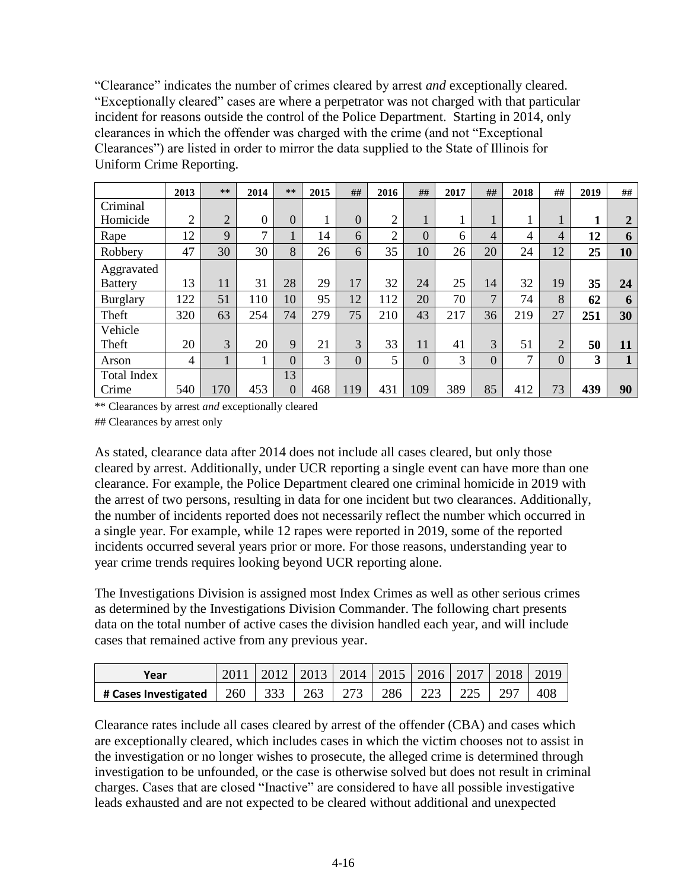"Clearance" indicates the number of crimes cleared by arrest *and* exceptionally cleared. "Exceptionally cleared" cases are where a perpetrator was not charged with that particular incident for reasons outside the control of the Police Department. Starting in 2014, only clearances in which the offender was charged with the crime (and not "Exceptional Clearances") are listed in order to mirror the data supplied to the State of Illinois for Uniform Crime Reporting.

| | 2013 | ** | 2014 | ** | 2015 | ## | 2016 | ## | 2017 | ## | 2018 | ## | 2019 | ## |
|---|---|---|---|---|---|---|---|---|---|---|---|---|---|---|
| Criminal Homicide | 2 | 2 | 0 | 0 | 1 | 0 | 2 | 1 | 1 | 1 | 1 | 1 | **1** | **2** |
| Rape | 12 | 9 | 7 | 1 | 14 | 6 | 2 | 0 | 6 | 4 | 4 | 4 | **12** | **6** |
| Robbery | 47 | 30 | 30 | 8 | 26 | 6 | 35 | 10 | 26 | 20 | 24 | 12 | **25** | **10** |
| Aggravated Battery | 13 | 11 | 31 | 28 | 29 | 17 | 32 | 24 | 25 | 14 | 32 | 19 | **35** | **24** |
| Burglary | 122 | 51 | 110 | 10 | 95 | 12 | 112 | 20 | 70 | 7 | 74 | 8 | **62** | **6** |
| Theft | 320 | 63 | 254 | 74 | 279 | 75 | 210 | 43 | 217 | 36 | 219 | 27 | **251** | **30** |
| Vehicle Theft | 20 | 3 | 20 | 9 | 21 | 3 | 33 | 11 | 41 | 3 | 51 | 2 | **50** | **11** |
| Arson | 4 | 1 | 1 | 0 | 3 | 0 | 5 | 0 | 3 | 0 | 7 | 0 | **3** | **1** |
| Total Index Crime | 540 | 170 | 453 | 130 | 468 | 119 | 431 | 109 | 389 | 85 | 412 | 73 | **439** | **90** |

** Clearances by arrest *and* exceptionally cleared

## Clearances by arrest only

As stated, clearance data after 2014 does not include all cases cleared, but only those cleared by arrest. Additionally, under UCR reporting a single event can have more than one clearance. For example, the Police Department cleared one criminal homicide in 2019 with the arrest of two persons, resulting in data for one incident but two clearances. Additionally, the number of incidents reported does not necessarily reflect the number which occurred in a single year. For example, while 12 rapes were reported in 2019, some of the reported incidents occurred several years prior or more. For those reasons, understanding year to year crime trends requires looking beyond UCR reporting alone.

The Investigations Division is assigned most Index Crimes as well as other serious crimes as determined by the Investigations Division Commander. The following chart presents data on the total number of active cases the division handled each year, and will include cases that remained active from any previous year.

| Year | 2011 | 2012 | 2013 | 2014 | 2015 | 2016 | 2017 | 2018 | 2019 |
|---|---|---|---|---|---|---|---|---|---|
| # Cases Investigated | 260 | 333 | 263 | 273 | 286 | 223 | 225 | 297 | 408 |

Clearance rates include all cases cleared by arrest of the offender (CBA) and cases which are exceptionally cleared, which includes cases in which the victim chooses not to assist in the investigation or no longer wishes to prosecute, the alleged crime is determined through investigation to be unfounded, or the case is otherwise solved but does not result in criminal charges. Cases that are closed "Inactive" are considered to have all possible investigative leads exhausted and are not expected to be cleared without additional and unexpected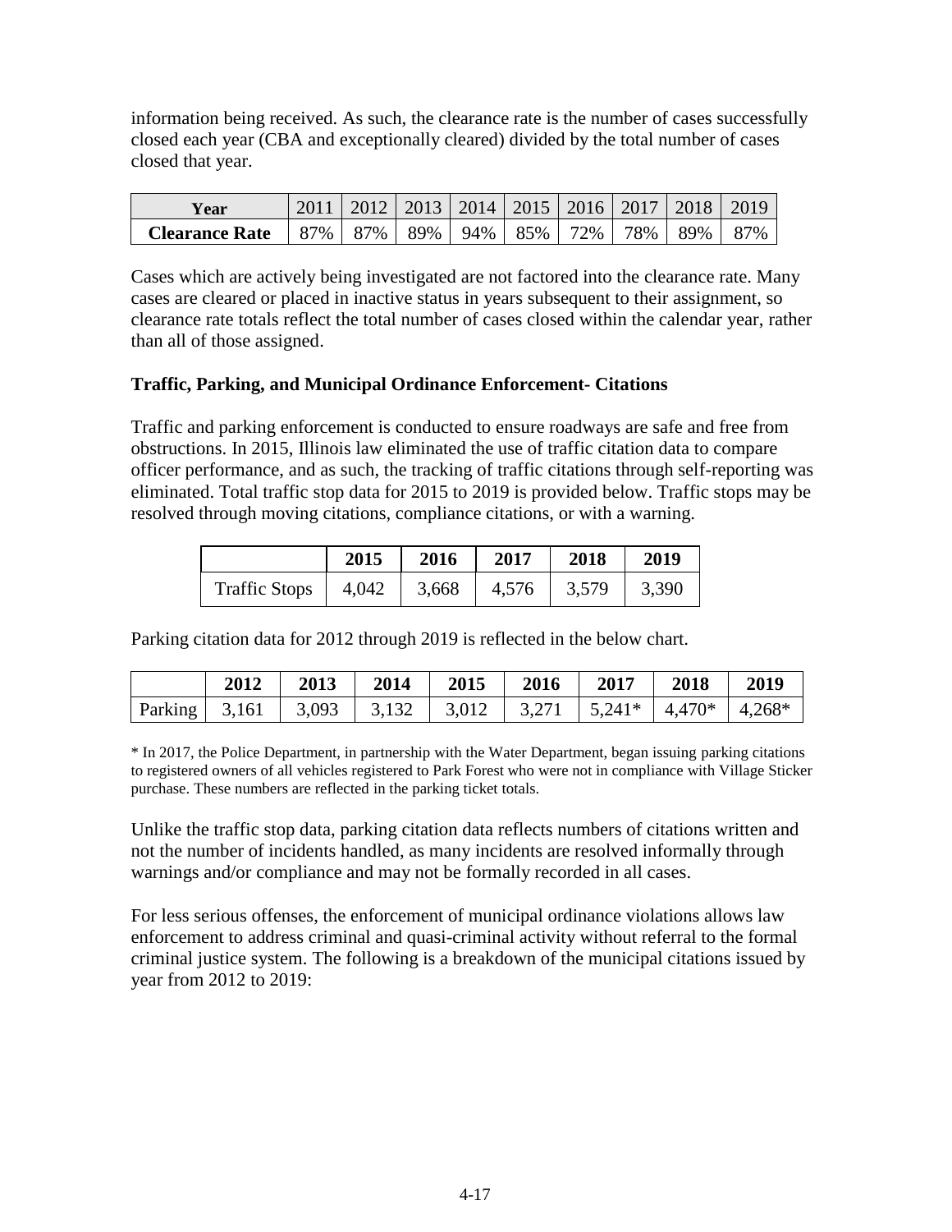information being received. As such, the clearance rate is the number of cases successfully closed each year (CBA and exceptionally cleared) divided by the total number of cases closed that year.

| Year | 2011 | 2012 | 2013 | 2014 | 2015 | 2016 | 2017 | 2018 | 2019 |
|---|---|---|---|---|---|---|---|---|---|
| **Clearance Rate** | 87% | 87% | 89% | 94% | 85% | 72% | 78% | 89% | 87% |

Cases which are actively being investigated are not factored into the clearance rate. Many cases are cleared or placed in inactive status in years subsequent to their assignment, so clearance rate totals reflect the total number of cases closed within the calendar year, rather than all of those assigned.

**Traffic, Parking, and Municipal Ordinance Enforcement- Citations**

Traffic and parking enforcement is conducted to ensure roadways are safe and free from obstructions. In 2015, Illinois law eliminated the use of traffic citation data to compare officer performance, and as such, the tracking of traffic citations through self-reporting was eliminated. Total traffic stop data for 2015 to 2019 is provided below. Traffic stops may be resolved through moving citations, compliance citations, or with a warning.

| | 2015 | 2016 | 2017 | 2018 | 2019 |
|---|---|---|---|---|---|
| Traffic Stops | 4,042 | 3,668 | 4,576 | 3,579 | 3,390 |

Parking citation data for 2012 through 2019 is reflected in the below chart.

| | 2012 | 2013 | 2014 | 2015 | 2016 | 2017 | 2018 | 2019 |
|---|---|---|---|---|---|---|---|---|
| Parking | 3,161 | 3,093 | 3,132 | 3,012 | 3,271 | 5,241* | 4,470* | 4,268* |

* In 2017, the Police Department, in partnership with the Water Department, began issuing parking citations to registered owners of all vehicles registered to Park Forest who were not in compliance with Village Sticker purchase. These numbers are reflected in the parking ticket totals.

Unlike the traffic stop data, parking citation data reflects numbers of citations written and not the number of incidents handled, as many incidents are resolved informally through warnings and/or compliance and may not be formally recorded in all cases.

For less serious offenses, the enforcement of municipal ordinance violations allows law enforcement to address criminal and quasi-criminal activity without referral to the formal criminal justice system. The following is a breakdown of the municipal citations issued by year from 2012 to 2019: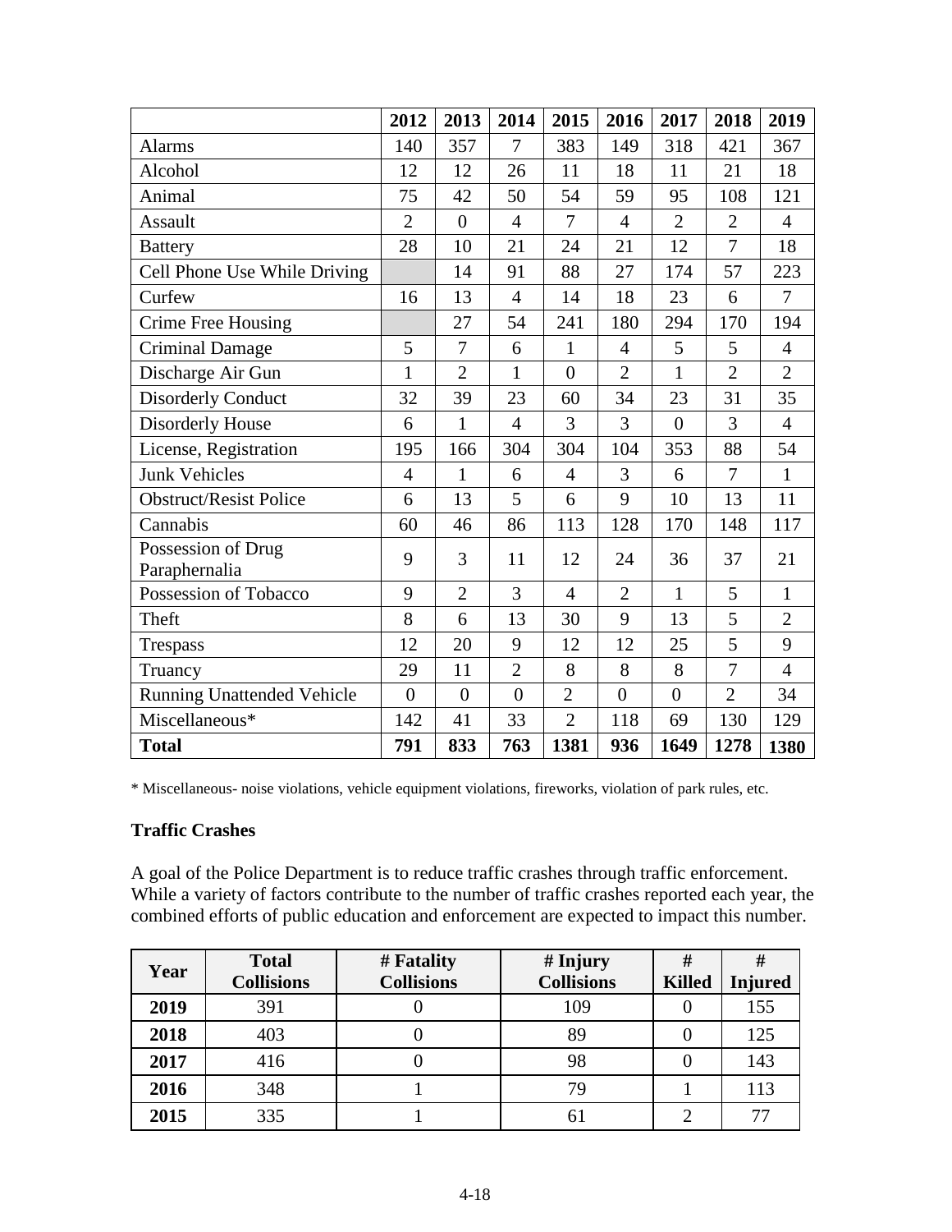| | 2012 | 2013 | 2014 | 2015 | 2016 | 2017 | 2018 | 2019 |
|---|---|---|---|---|---|---|---|---|
| Alarms | 140 | 357 | 7 | 383 | 149 | 318 | 421 | 367 |
| Alcohol | 12 | 12 | 26 | 11 | 18 | 11 | 21 | 18 |
| Animal | 75 | 42 | 50 | 54 | 59 | 95 | 108 | 121 |
| Assault | 2 | 0 | 4 | 7 | 4 | 2 | 2 | 4 |
| Battery | 28 | 10 | 21 | 24 | 21 | 12 | 7 | 18 |
| Cell Phone Use While Driving | | 14 | 91 | 88 | 27 | 174 | 57 | 223 |
| Curfew | 16 | 13 | 4 | 14 | 18 | 23 | 6 | 7 |
| Crime Free Housing | | 27 | 54 | 241 | 180 | 294 | 170 | 194 |
| Criminal Damage | 5 | 7 | 6 | 1 | 4 | 5 | 5 | 4 |
| Discharge Air Gun | 1 | 2 | 1 | 0 | 2 | 1 | 2 | 2 |
| Disorderly Conduct | 32 | 39 | 23 | 60 | 34 | 23 | 31 | 35 |
| Disorderly House | 6 | 1 | 4 | 3 | 3 | 0 | 3 | 4 |
| License, Registration | 195 | 166 | 304 | 304 | 104 | 353 | 88 | 54 |
| Junk Vehicles | 4 | 1 | 6 | 4 | 3 | 6 | 7 | 1 |
| Obstruct/Resist Police | 6 | 13 | 5 | 6 | 9 | 10 | 13 | 11 |
| Cannabis | 60 | 46 | 86 | 113 | 128 | 170 | 148 | 117 |
| Possession of Drug Paraphernalia | 9 | 3 | 11 | 12 | 24 | 36 | 37 | 21 |
| Possession of Tobacco | 9 | 2 | 3 | 4 | 2 | 1 | 5 | 1 |
| Theft | 8 | 6 | 13 | 30 | 9 | 13 | 5 | 2 |
| Trespass | 12 | 20 | 9 | 12 | 12 | 25 | 5 | 9 |
| Truancy | 29 | 11 | 2 | 8 | 8 | 8 | 7 | 4 |
| Running Unattended Vehicle | 0 | 0 | 0 | 2 | 0 | 0 | 2 | 34 |
| Miscellaneous* | 142 | 41 | 33 | 2 | 118 | 69 | 130 | 129 |
| **Total** | **791** | **833** | **763** | **1381** | **936** | **1649** | **1278** | **1380** |

* Miscellaneous- noise violations, vehicle equipment violations, fireworks, violation of park rules, etc.

**Traffic Crashes**

A goal of the Police Department is to reduce traffic crashes through traffic enforcement. While a variety of factors contribute to the number of traffic crashes reported each year, the combined efforts of public education and enforcement are expected to impact this number.

| Year | Total Collisions | # Fatality Collisions | # Injury Collisions | # Killed | # Injured |
|---|---|---|---|---|---|
| **2019** | 391 | 0 | 109 | 0 | 155 |
| **2018** | 403 | 0 | 89 | 0 | 125 |
| **2017** | 416 | 0 | 98 | 0 | 143 |
| **2016** | 348 | 1 | 79 | 1 | 113 |
| **2015** | 335 | 1 | 61 | 2 | 77 |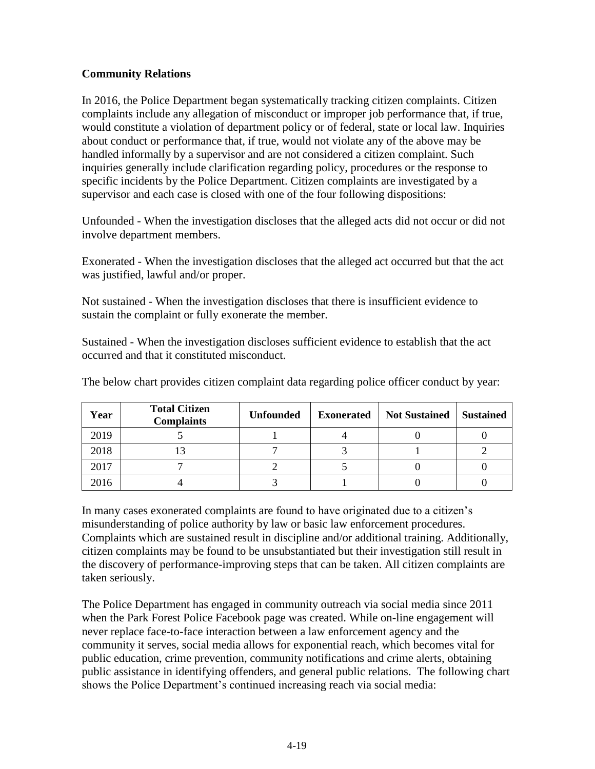## Community Relations

In 2016, the Police Department began systematically tracking citizen complaints. Citizen complaints include any allegation of misconduct or improper job performance that, if true, would constitute a violation of department policy or of federal, state or local law. Inquiries about conduct or performance that, if true, would not violate any of the above may be handled informally by a supervisor and are not considered a citizen complaint. Such inquiries generally include clarification regarding policy, procedures or the response to specific incidents by the Police Department. Citizen complaints are investigated by a supervisor and each case is closed with one of the four following dispositions:

Unfounded - When the investigation discloses that the alleged acts did not occur or did not involve department members.

Exonerated - When the investigation discloses that the alleged act occurred but that the act was justified, lawful and/or proper.

Not sustained - When the investigation discloses that there is insufficient evidence to sustain the complaint or fully exonerate the member.

Sustained - When the investigation discloses sufficient evidence to establish that the act occurred and that it constituted misconduct.

The below chart provides citizen complaint data regarding police officer conduct by year:

| Year | Total Citizen Complaints | Unfounded | Exonerated | Not Sustained | Sustained |
|---|---|---|---|---|---|
| 2019 | 5 | 1 | 4 | 0 | 0 |
| 2018 | 13 | 7 | 3 | 1 | 2 |
| 2017 | 7 | 2 | 5 | 0 | 0 |
| 2016 | 4 | 3 | 1 | 0 | 0 |

In many cases exonerated complaints are found to have originated due to a citizen's misunderstanding of police authority by law or basic law enforcement procedures. Complaints which are sustained result in discipline and/or additional training. Additionally, citizen complaints may be found to be unsubstantiated but their investigation still result in the discovery of performance-improving steps that can be taken. All citizen complaints are taken seriously.

The Police Department has engaged in community outreach via social media since 2011 when the Park Forest Police Facebook page was created. While on-line engagement will never replace face-to-face interaction between a law enforcement agency and the community it serves, social media allows for exponential reach, which becomes vital for public education, crime prevention, community notifications and crime alerts, obtaining public assistance in identifying offenders, and general public relations. The following chart shows the Police Department's continued increasing reach via social media: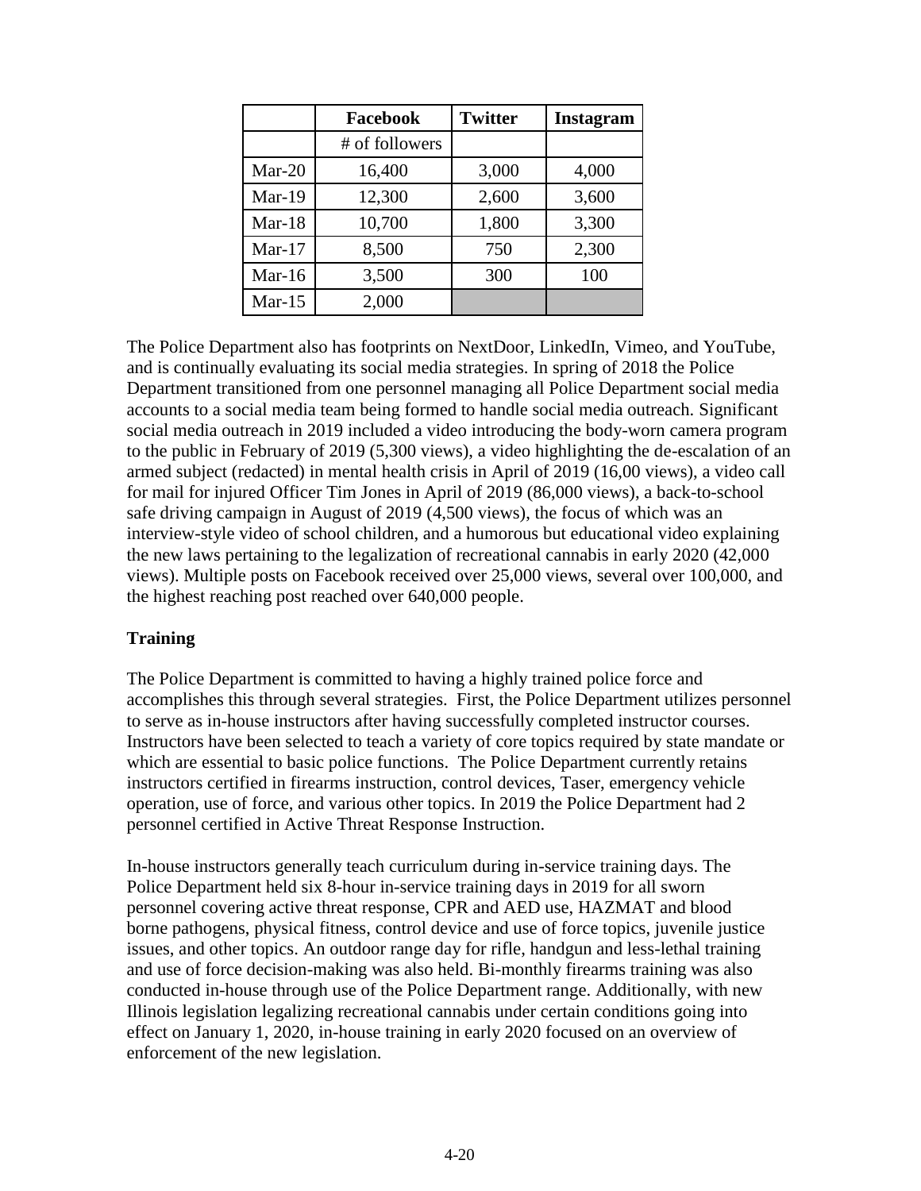| | Facebook | Twitter | Instagram |
|---|---|---|---|
| | # of followers | | |
| Mar-20 | 16,400 | 3,000 | 4,000 |
| Mar-19 | 12,300 | 2,600 | 3,600 |
| Mar-18 | 10,700 | 1,800 | 3,300 |
| Mar-17 | 8,500 | 750 | 2,300 |
| Mar-16 | 3,500 | 300 | 100 |
| Mar-15 | 2,000 | | |

The Police Department also has footprints on NextDoor, LinkedIn, Vimeo, and YouTube, and is continually evaluating its social media strategies. In spring of 2018 the Police Department transitioned from one personnel managing all Police Department social media accounts to a social media team being formed to handle social media outreach. Significant social media outreach in 2019 included a video introducing the body-worn camera program to the public in February of 2019 (5,300 views), a video highlighting the de-escalation of an armed subject (redacted) in mental health crisis in April of 2019 (16,00 views), a video call for mail for injured Officer Tim Jones in April of 2019 (86,000 views), a back-to-school safe driving campaign in August of 2019 (4,500 views), the focus of which was an interview-style video of school children, and a humorous but educational video explaining the new laws pertaining to the legalization of recreational cannabis in early 2020 (42,000 views). Multiple posts on Facebook received over 25,000 views, several over 100,000, and the highest reaching post reached over 640,000 people.

## Training

The Police Department is committed to having a highly trained police force and accomplishes this through several strategies. First, the Police Department utilizes personnel to serve as in-house instructors after having successfully completed instructor courses. Instructors have been selected to teach a variety of core topics required by state mandate or which are essential to basic police functions. The Police Department currently retains instructors certified in firearms instruction, control devices, Taser, emergency vehicle operation, use of force, and various other topics. In 2019 the Police Department had 2 personnel certified in Active Threat Response Instruction.

In-house instructors generally teach curriculum during in-service training days. The Police Department held six 8-hour in-service training days in 2019 for all sworn personnel covering active threat response, CPR and AED use, HAZMAT and blood borne pathogens, physical fitness, control device and use of force topics, juvenile justice issues, and other topics. An outdoor range day for rifle, handgun and less-lethal training and use of force decision-making was also held. Bi-monthly firearms training was also conducted in-house through use of the Police Department range. Additionally, with new Illinois legislation legalizing recreational cannabis under certain conditions going into effect on January 1, 2020, in-house training in early 2020 focused on an overview of enforcement of the new legislation.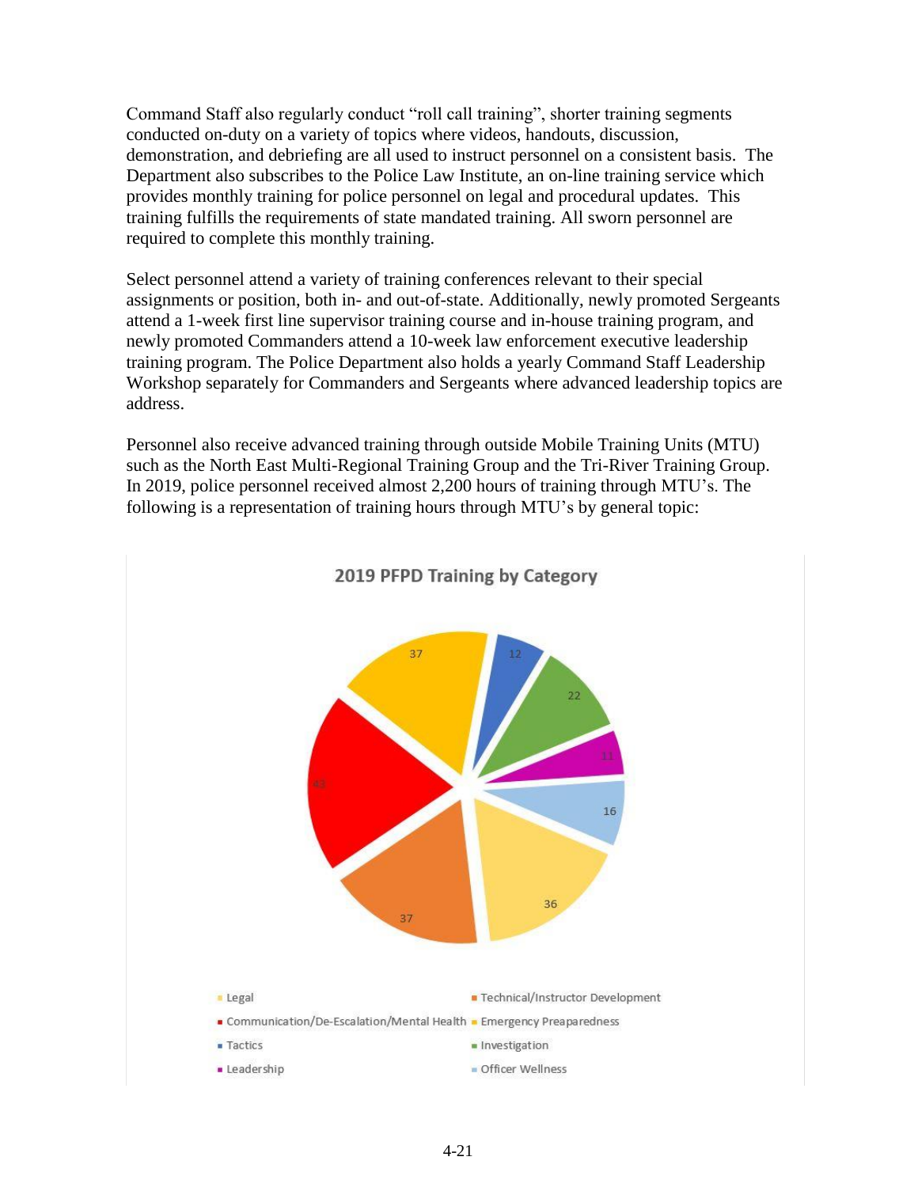Command Staff also regularly conduct "roll call training", shorter training segments conducted on-duty on a variety of topics where videos, handouts, discussion, demonstration, and debriefing are all used to instruct personnel on a consistent basis. The Department also subscribes to the Police Law Institute, an on-line training service which provides monthly training for police personnel on legal and procedural updates. This training fulfills the requirements of state mandated training. All sworn personnel are required to complete this monthly training.

Select personnel attend a variety of training conferences relevant to their special assignments or position, both in- and out-of-state. Additionally, newly promoted Sergeants attend a 1-week first line supervisor training course and in-house training program, and newly promoted Commanders attend a 10-week law enforcement executive leadership training program. The Police Department also holds a yearly Command Staff Leadership Workshop separately for Commanders and Sergeants where advanced leadership topics are address.

Personnel also receive advanced training through outside Mobile Training Units (MTU) such as the North East Multi-Regional Training Group and the Tri-River Training Group. In 2019, police personnel received almost 2,200 hours of training through MTU's. The following is a representation of training hours through MTU's by general topic:

**2019 PFPD Training by Category**

| Category | Value |
| --- | --- |
| Legal | 36 |
| Technical/Instructor Development | 37 |
| Communication/De-Escalation/Mental Health | 43 |
| Emergency Preaparedness | 37 |
| Tactics | 12 |
| Investigation | 22 |
| Leadership | 11 |
| Officer Wellness | 16 |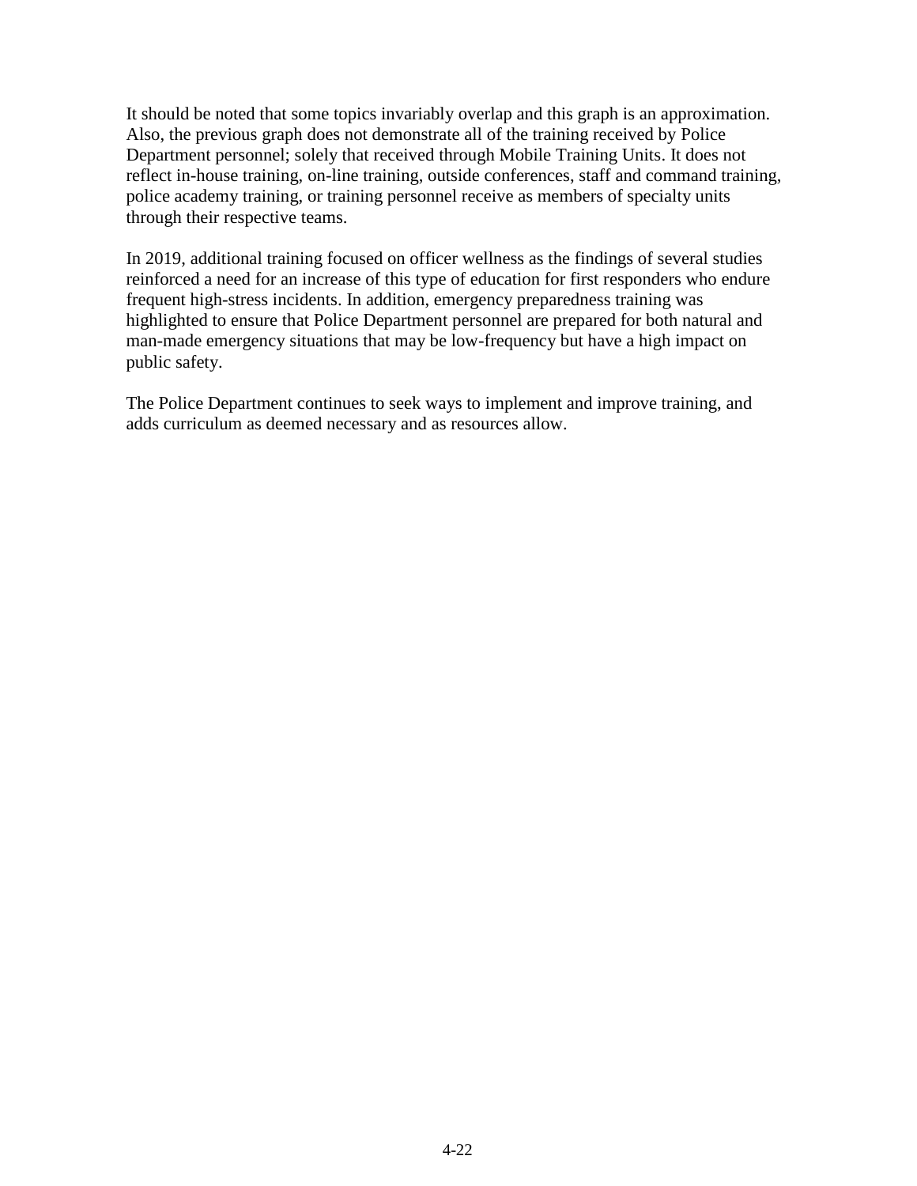It should be noted that some topics invariably overlap and this graph is an approximation. Also, the previous graph does not demonstrate all of the training received by Police Department personnel; solely that received through Mobile Training Units. It does not reflect in-house training, on-line training, outside conferences, staff and command training, police academy training, or training personnel receive as members of specialty units through their respective teams.

In 2019, additional training focused on officer wellness as the findings of several studies reinforced a need for an increase of this type of education for first responders who endure frequent high-stress incidents. In addition, emergency preparedness training was highlighted to ensure that Police Department personnel are prepared for both natural and man-made emergency situations that may be low-frequency but have a high impact on public safety.

The Police Department continues to seek ways to implement and improve training, and adds curriculum as deemed necessary and as resources allow.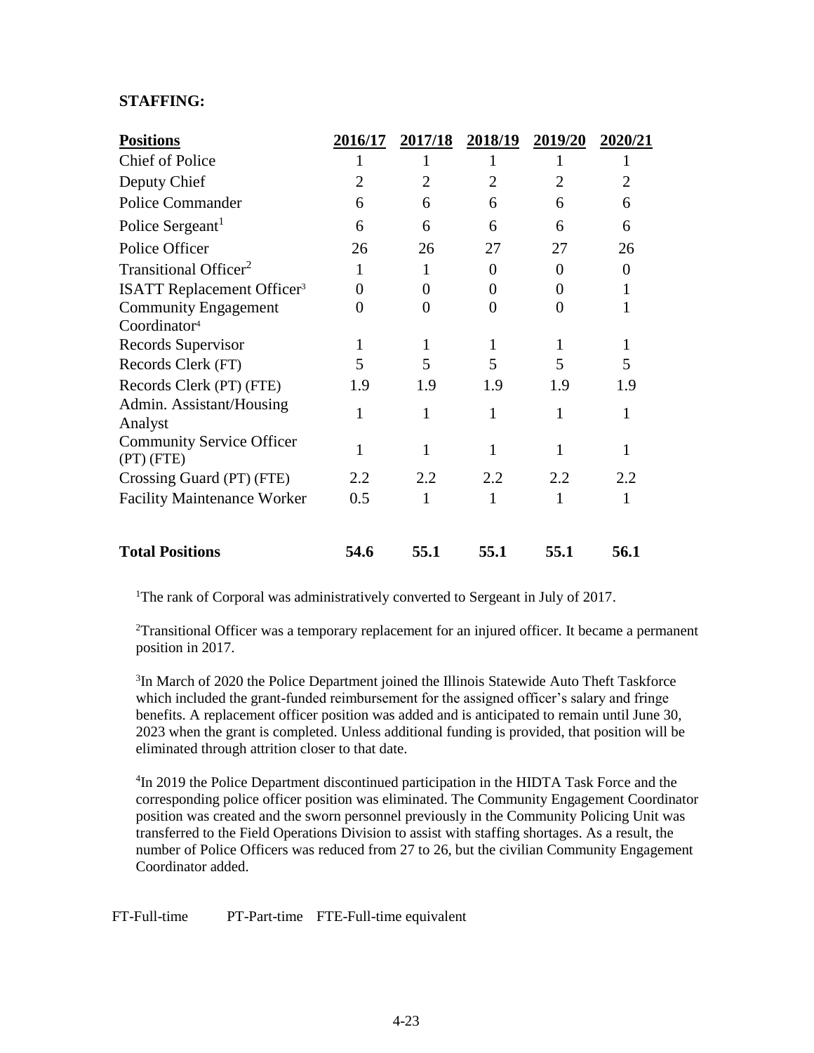**STAFFING:**

| Positions | 2016/17 | 2017/18 | 2018/19 | 2019/20 | 2020/21 |
|---|---|---|---|---|---|
| Chief of Police | 1 | 1 | 1 | 1 | 1 |
| Deputy Chief | 2 | 2 | 2 | 2 | 2 |
| Police Commander | 6 | 6 | 6 | 6 | 6 |
| Police Sergeant[1] | 6 | 6 | 6 | 6 | 6 |
| Police Officer | 26 | 26 | 27 | 27 | 26 |
| Transitional Officer[2] | 1 | 1 | 0 | 0 | 0 |
| ISATT Replacement Officer[3] | 0 | 0 | 0 | 0 | 1 |
| Community Engagement Coordinator[4] | 0 | 0 | 0 | 0 | 1 |
| Records Supervisor | 1 | 1 | 1 | 1 | 1 |
| Records Clerk (FT) | 5 | 5 | 5 | 5 | 5 |
| Records Clerk (PT) (FTE) | 1.9 | 1.9 | 1.9 | 1.9 | 1.9 |
| Admin. Assistant/Housing Analyst | 1 | 1 | 1 | 1 | 1 |
| Community Service Officer (PT) (FTE) | 1 | 1 | 1 | 1 | 1 |
| Crossing Guard (PT) (FTE) | 2.2 | 2.2 | 2.2 | 2.2 | 2.2 |
| Facility Maintenance Worker | 0.5 | 1 | 1 | 1 | 1 |
| **Total Positions** | **54.6** | **55.1** | **55.1** | **55.1** | **56.1** |

[1]The rank of Corporal was administratively converted to Sergeant in July of 2017.

[2]Transitional Officer was a temporary replacement for an injured officer. It became a permanent position in 2017.

[3]In March of 2020 the Police Department joined the Illinois Statewide Auto Theft Taskforce which included the grant-funded reimbursement for the assigned officer's salary and fringe benefits. A replacement officer position was added and is anticipated to remain until June 30, 2023 when the grant is completed. Unless additional funding is provided, that position will be eliminated through attrition closer to that date.

[4]In 2019 the Police Department discontinued participation in the HIDTA Task Force and the corresponding police officer position was eliminated. The Community Engagement Coordinator position was created and the sworn personnel previously in the Community Policing Unit was transferred to the Field Operations Division to assist with staffing shortages. As a result, the number of Police Officers was reduced from 27 to 26, but the civilian Community Engagement Coordinator added.

FT-Full-time PT-Part-time FTE-Full-time equivalent